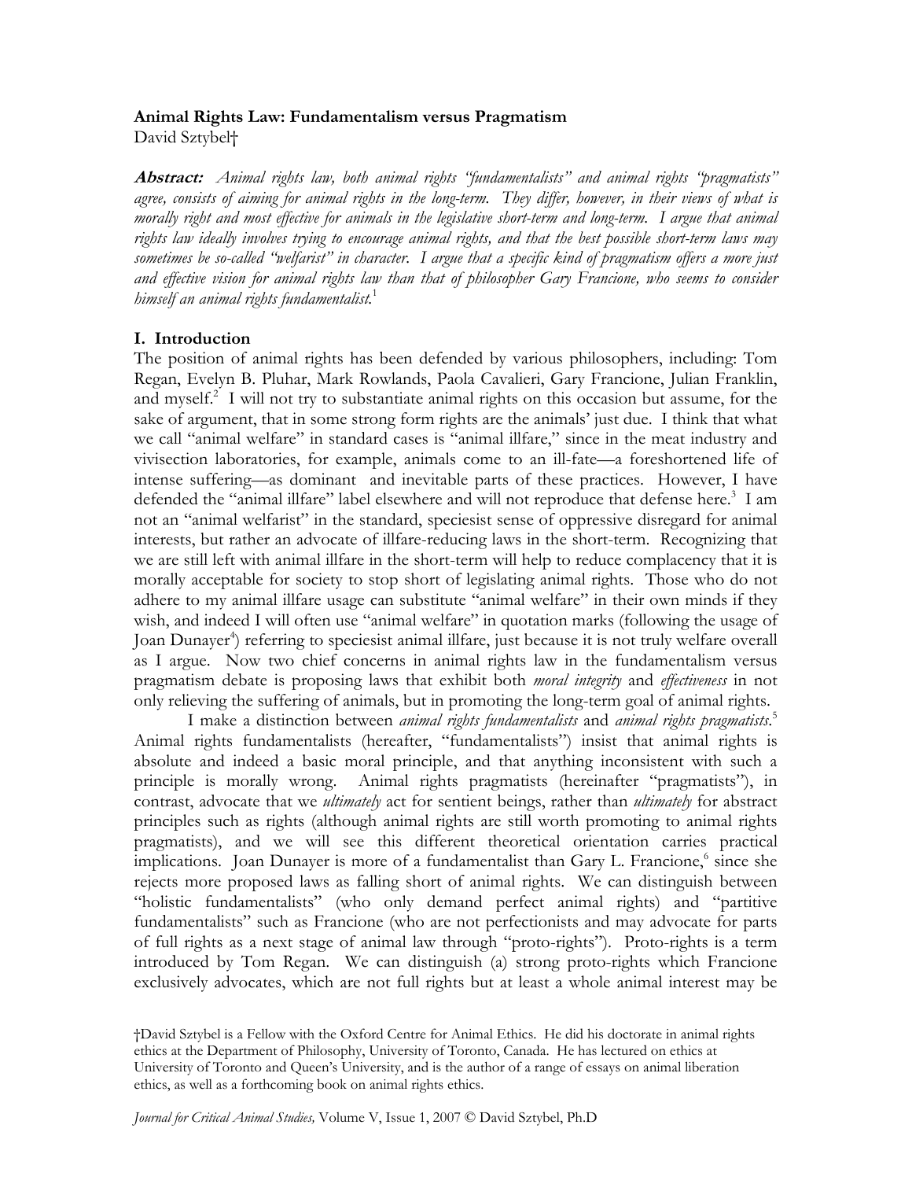**Animal Rights Law: Fundamentalism versus Pragmatism**
David Sztybel†

***Abstract:*** *Animal rights law, both animal rights "fundamentalists" and animal rights "pragmatists" agree, consists of aiming for animal rights in the long-term. They differ, however, in their views of what is morally right and most effective for animals in the legislative short-term and long-term. I argue that animal rights law ideally involves trying to encourage animal rights, and that the best possible short-term laws may sometimes be so-called "welfarist" in character. I argue that a specific kind of pragmatism offers a more just and effective vision for animal rights law than that of philosopher Gary Francione, who seems to consider himself an animal rights fundamentalist.*[1]

## I. Introduction

The position of animal rights has been defended by various philosophers, including: Tom Regan, Evelyn B. Pluhar, Mark Rowlands, Paola Cavalieri, Gary Francione, Julian Franklin, and myself.[2] I will not try to substantiate animal rights on this occasion but assume, for the sake of argument, that in some strong form rights are the animals' just due. I think that what we call "animal welfare" in standard cases is "animal illfare," since in the meat industry and vivisection laboratories, for example, animals come to an ill-fate—a foreshortened life of intense suffering—as dominant and inevitable parts of these practices. However, I have defended the "animal illfare" label elsewhere and will not reproduce that defense here.[3] I am not an "animal welfarist" in the standard, speciesist sense of oppressive disregard for animal interests, but rather an advocate of illfare-reducing laws in the short-term. Recognizing that we are still left with animal illfare in the short-term will help to reduce complacency that it is morally acceptable for society to stop short of legislating animal rights. Those who do not adhere to my animal illfare usage can substitute "animal welfare" in their own minds if they wish, and indeed I will often use "animal welfare" in quotation marks (following the usage of Joan Dunayer[4]) referring to speciesist animal illfare, just because it is not truly welfare overall as I argue. Now two chief concerns in animal rights law in the fundamentalism versus pragmatism debate is proposing laws that exhibit both *moral integrity* and *effectiveness* in not only relieving the suffering of animals, but in promoting the long-term goal of animal rights.

I make a distinction between *animal rights fundamentalists* and *animal rights pragmatists*.[5] Animal rights fundamentalists (hereafter, "fundamentalists") insist that animal rights is absolute and indeed a basic moral principle, and that anything inconsistent with such a principle is morally wrong. Animal rights pragmatists (hereinafter "pragmatists"), in contrast, advocate that we *ultimately* act for sentient beings, rather than *ultimately* for abstract principles such as rights (although animal rights are still worth promoting to animal rights pragmatists), and we will see this different theoretical orientation carries practical implications. Joan Dunayer is more of a fundamentalist than Gary L. Francione,[6] since she rejects more proposed laws as falling short of animal rights. We can distinguish between "holistic fundamentalists" (who only demand perfect animal rights) and "partitive fundamentalists" such as Francione (who are not perfectionists and may advocate for parts of full rights as a next stage of animal law through "proto-rights"). Proto-rights is a term introduced by Tom Regan. We can distinguish (a) strong proto-rights which Francione exclusively advocates, which are not full rights but at least a whole animal interest may be

†David Sztybel is a Fellow with the Oxford Centre for Animal Ethics. He did his doctorate in animal rights ethics at the Department of Philosophy, University of Toronto, Canada. He has lectured on ethics at University of Toronto and Queen's University, and is the author of a range of essays on animal liberation ethics, as well as a forthcoming book on animal rights ethics.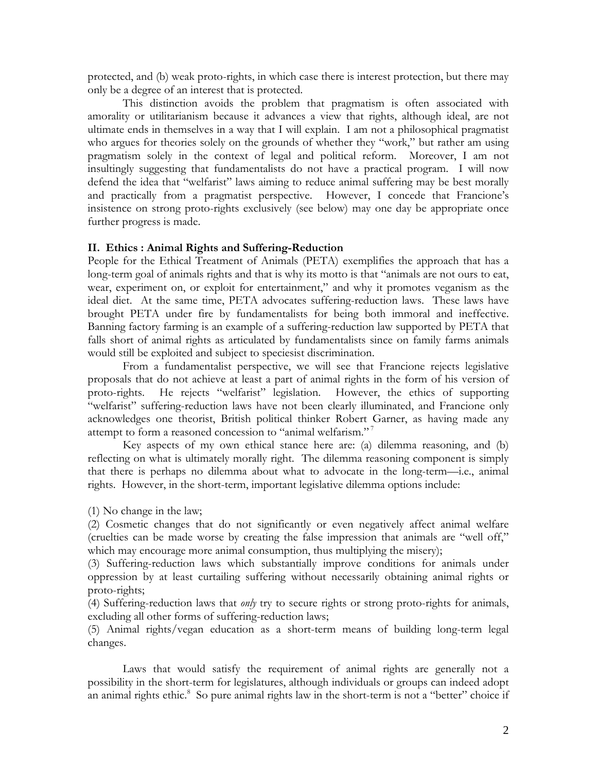protected, and (b) weak proto-rights, in which case there is interest protection, but there may only be a degree of an interest that is protected.

This distinction avoids the problem that pragmatism is often associated with amorality or utilitarianism because it advances a view that rights, although ideal, are not ultimate ends in themselves in a way that I will explain. I am not a philosophical pragmatist who argues for theories solely on the grounds of whether they "work," but rather am using pragmatism solely in the context of legal and political reform. Moreover, I am not insultingly suggesting that fundamentalists do not have a practical program. I will now defend the idea that "welfarist" laws aiming to reduce animal suffering may be best morally and practically from a pragmatist perspective. However, I concede that Francione's insistence on strong proto-rights exclusively (see below) may one day be appropriate once further progress is made.

## II. Ethics : Animal Rights and Suffering-Reduction

People for the Ethical Treatment of Animals (PETA) exemplifies the approach that has a long-term goal of animals rights and that is why its motto is that "animals are not ours to eat, wear, experiment on, or exploit for entertainment," and why it promotes veganism as the ideal diet. At the same time, PETA advocates suffering-reduction laws. These laws have brought PETA under fire by fundamentalists for being both immoral and ineffective. Banning factory farming is an example of a suffering-reduction law supported by PETA that falls short of animal rights as articulated by fundamentalists since on family farms animals would still be exploited and subject to speciesist discrimination.

From a fundamentalist perspective, we will see that Francione rejects legislative proposals that do not achieve at least a part of animal rights in the form of his version of proto-rights. He rejects "welfarist" legislation. However, the ethics of supporting "welfarist" suffering-reduction laws have not been clearly illuminated, and Francione only acknowledges one theorist, British political thinker Robert Garner, as having made any attempt to form a reasoned concession to "animal welfarism."[7]

Key aspects of my own ethical stance here are: (a) dilemma reasoning, and (b) reflecting on what is ultimately morally right. The dilemma reasoning component is simply that there is perhaps no dilemma about what to advocate in the long-term—i.e., animal rights. However, in the short-term, important legislative dilemma options include:

(1) No change in the law;

(2) Cosmetic changes that do not significantly or even negatively affect animal welfare (cruelties can be made worse by creating the false impression that animals are "well off," which may encourage more animal consumption, thus multiplying the misery);

(3) Suffering-reduction laws which substantially improve conditions for animals under oppression by at least curtailing suffering without necessarily obtaining animal rights or proto-rights;

(4) Suffering-reduction laws that *only* try to secure rights or strong proto-rights for animals, excluding all other forms of suffering-reduction laws;

(5) Animal rights/vegan education as a short-term means of building long-term legal changes.

Laws that would satisfy the requirement of animal rights are generally not a possibility in the short-term for legislatures, although individuals or groups can indeed adopt an animal rights ethic.[8] So pure animal rights law in the short-term is not a "better" choice if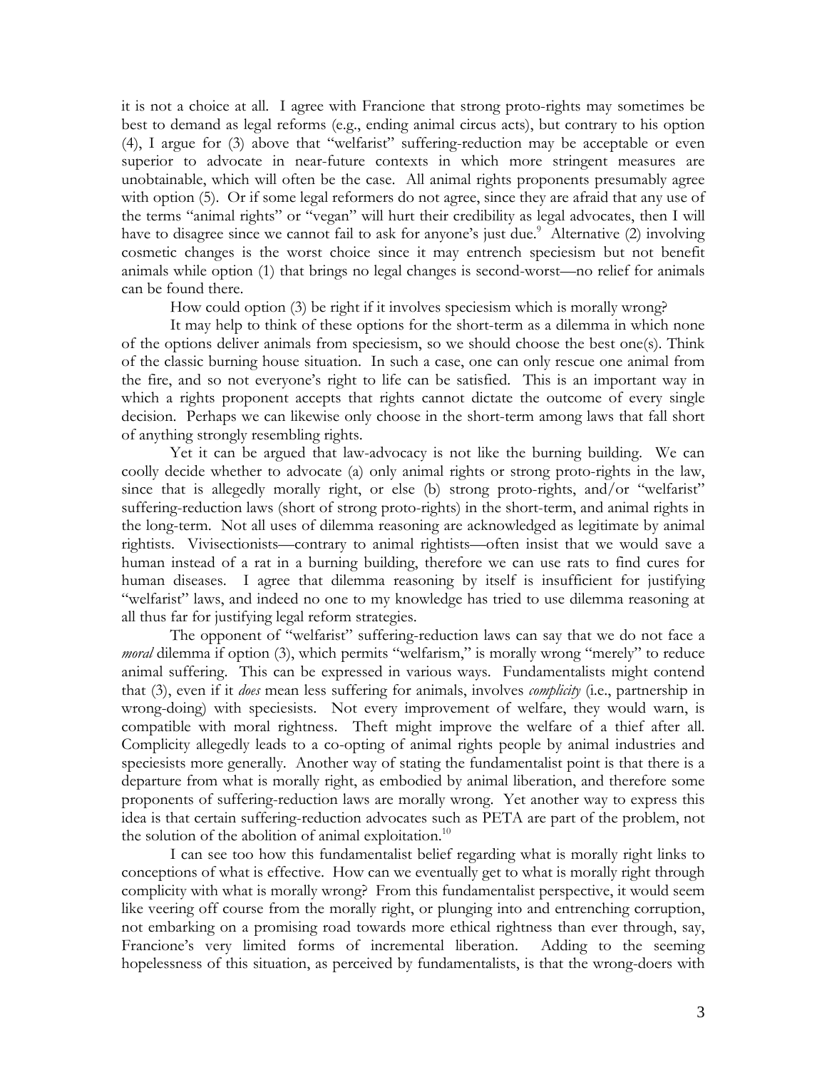it is not a choice at all. I agree with Francione that strong proto-rights may sometimes be best to demand as legal reforms (e.g., ending animal circus acts), but contrary to his option (4), I argue for (3) above that "welfarist" suffering-reduction may be acceptable or even superior to advocate in near-future contexts in which more stringent measures are unobtainable, which will often be the case. All animal rights proponents presumably agree with option (5). Or if some legal reformers do not agree, since they are afraid that any use of the terms "animal rights" or "vegan" will hurt their credibility as legal advocates, then I will have to disagree since we cannot fail to ask for anyone's just due.[9] Alternative (2) involving cosmetic changes is the worst choice since it may entrench speciesism but not benefit animals while option (1) that brings no legal changes is second-worst—no relief for animals can be found there.

How could option (3) be right if it involves speciesism which is morally wrong?

It may help to think of these options for the short-term as a dilemma in which none of the options deliver animals from speciesism, so we should choose the best one(s). Think of the classic burning house situation. In such a case, one can only rescue one animal from the fire, and so not everyone's right to life can be satisfied. This is an important way in which a rights proponent accepts that rights cannot dictate the outcome of every single decision. Perhaps we can likewise only choose in the short-term among laws that fall short of anything strongly resembling rights.

Yet it can be argued that law-advocacy is not like the burning building. We can coolly decide whether to advocate (a) only animal rights or strong proto-rights in the law, since that is allegedly morally right, or else (b) strong proto-rights, and/or "welfarist" suffering-reduction laws (short of strong proto-rights) in the short-term, and animal rights in the long-term. Not all uses of dilemma reasoning are acknowledged as legitimate by animal rightists. Vivisectionists—contrary to animal rightists—often insist that we would save a human instead of a rat in a burning building, therefore we can use rats to find cures for human diseases. I agree that dilemma reasoning by itself is insufficient for justifying "welfarist" laws, and indeed no one to my knowledge has tried to use dilemma reasoning at all thus far for justifying legal reform strategies.

The opponent of "welfarist" suffering-reduction laws can say that we do not face a *moral* dilemma if option (3), which permits "welfarism," is morally wrong "merely" to reduce animal suffering. This can be expressed in various ways. Fundamentalists might contend that (3), even if it *does* mean less suffering for animals, involves *complicity* (i.e., partnership in wrong-doing) with speciesists. Not every improvement of welfare, they would warn, is compatible with moral rightness. Theft might improve the welfare of a thief after all. Complicity allegedly leads to a co-opting of animal rights people by animal industries and speciesists more generally. Another way of stating the fundamentalist point is that there is a departure from what is morally right, as embodied by animal liberation, and therefore some proponents of suffering-reduction laws are morally wrong. Yet another way to express this idea is that certain suffering-reduction advocates such as PETA are part of the problem, not the solution of the abolition of animal exploitation.[10]

I can see too how this fundamentalist belief regarding what is morally right links to conceptions of what is effective. How can we eventually get to what is morally right through complicity with what is morally wrong? From this fundamentalist perspective, it would seem like veering off course from the morally right, or plunging into and entrenching corruption, not embarking on a promising road towards more ethical rightness than ever through, say, Francione's very limited forms of incremental liberation. Adding to the seeming hopelessness of this situation, as perceived by fundamentalists, is that the wrong-doers with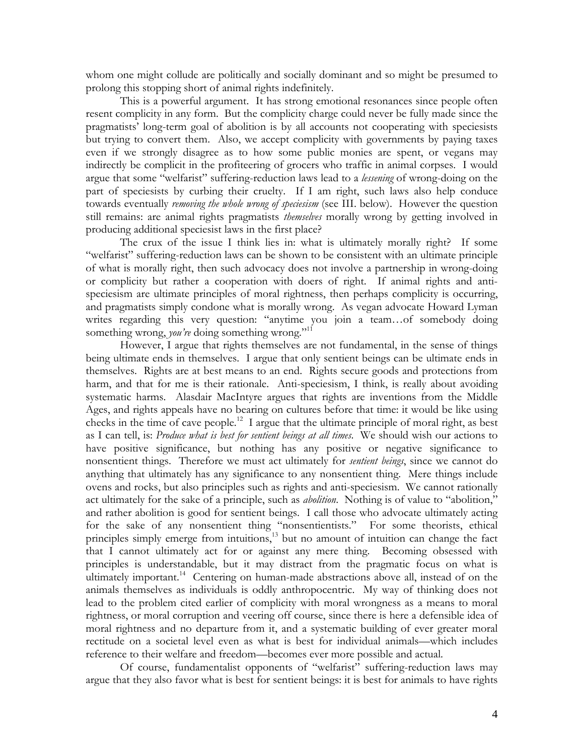whom one might collude are politically and socially dominant and so might be presumed to prolong this stopping short of animal rights indefinitely.

This is a powerful argument. It has strong emotional resonances since people often resent complicity in any form. But the complicity charge could never be fully made since the pragmatists' long-term goal of abolition is by all accounts not cooperating with speciesists but trying to convert them. Also, we accept complicity with governments by paying taxes even if we strongly disagree as to how some public monies are spent, or vegans may indirectly be complicit in the profiteering of grocers who traffic in animal corpses. I would argue that some "welfarist" suffering-reduction laws lead to a *lessening* of wrong-doing on the part of speciesists by curbing their cruelty. If I am right, such laws also help conduce towards eventually *removing the whole wrong of speciesism* (see III. below). However the question still remains: are animal rights pragmatists *themselves* morally wrong by getting involved in producing additional speciesist laws in the first place?

The crux of the issue I think lies in: what is ultimately morally right? If some "welfarist" suffering-reduction laws can be shown to be consistent with an ultimate principle of what is morally right, then such advocacy does not involve a partnership in wrong-doing or complicity but rather a cooperation with doers of right. If animal rights and anti-speciesism are ultimate principles of moral rightness, then perhaps complicity is occurring, and pragmatists simply condone what is morally wrong. As vegan advocate Howard Lyman writes regarding this very question: "anytime you join a team…of somebody doing something wrong, *you're* doing something wrong."[11]

However, I argue that rights themselves are not fundamental, in the sense of things being ultimate ends in themselves. I argue that only sentient beings can be ultimate ends in themselves. Rights are at best means to an end. Rights secure goods and protections from harm, and that for me is their rationale. Anti-speciesism, I think, is really about avoiding systematic harms. Alasdair MacIntyre argues that rights are inventions from the Middle Ages, and rights appeals have no bearing on cultures before that time: it would be like using checks in the time of cave people.[12] I argue that the ultimate principle of moral right, as best as I can tell, is: *Produce what is best for sentient beings at all times*. We should wish our actions to have positive significance, but nothing has any positive or negative significance to nonsentient things. Therefore we must act ultimately for *sentient beings*, since we cannot do anything that ultimately has any significance to any nonsentient thing. Mere things include ovens and rocks, but also principles such as rights and anti-speciesism. We cannot rationally act ultimately for the sake of a principle, such as *abolition*. Nothing is of value to "abolition," and rather abolition is good for sentient beings. I call those who advocate ultimately acting for the sake of any nonsentient thing "nonsentientists." For some theorists, ethical principles simply emerge from intuitions,[13] but no amount of intuition can change the fact that I cannot ultimately act for or against any mere thing. Becoming obsessed with principles is understandable, but it may distract from the pragmatic focus on what is ultimately important.[14] Centering on human-made abstractions above all, instead of on the animals themselves as individuals is oddly anthropocentric. My way of thinking does not lead to the problem cited earlier of complicity with moral wrongness as a means to moral rightness, or moral corruption and veering off course, since there is here a defensible idea of moral rightness and no departure from it, and a systematic building of ever greater moral rectitude on a societal level even as what is best for individual animals—which includes reference to their welfare and freedom—becomes ever more possible and actual.

Of course, fundamentalist opponents of "welfarist" suffering-reduction laws may argue that they also favor what is best for sentient beings: it is best for animals to have rights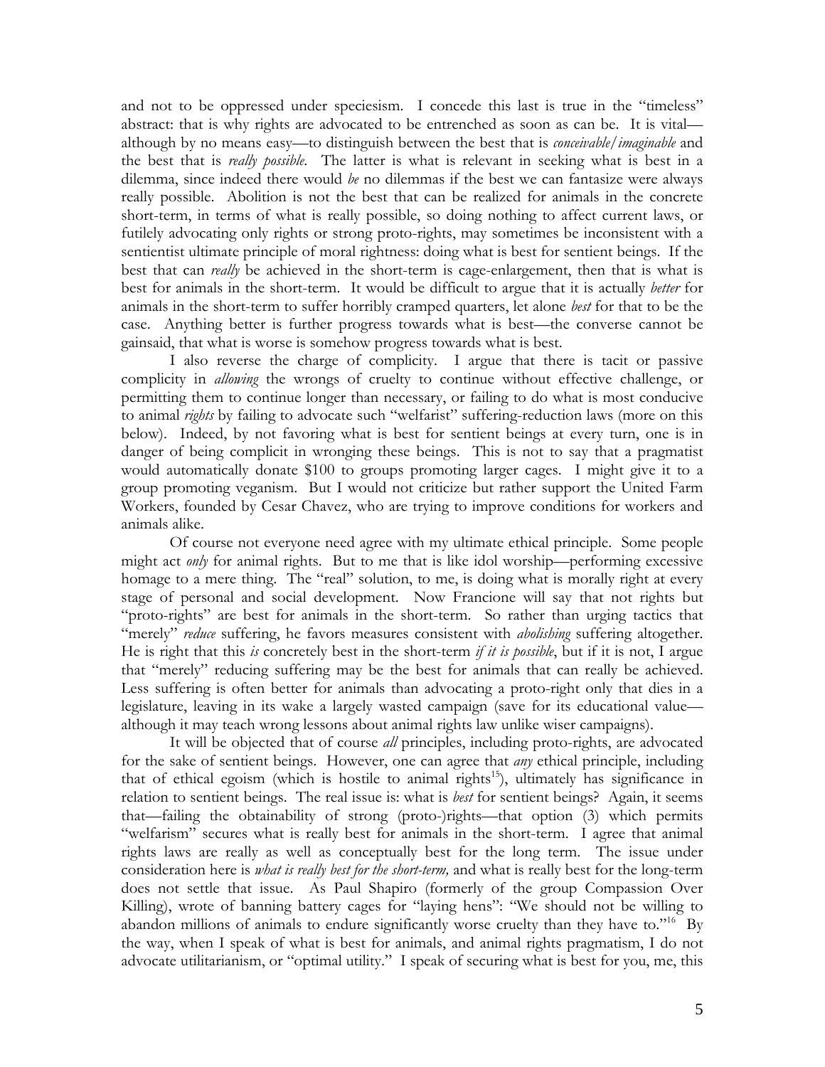and not to be oppressed under speciesism. I concede this last is true in the "timeless" abstract: that is why rights are advocated to be entrenched as soon as can be. It is vital—although by no means easy—to distinguish between the best that is *conceivable/imaginable* and the best that is *really possible*. The latter is what is relevant in seeking what is best in a dilemma, since indeed there would *be* no dilemmas if the best we can fantasize were always really possible. Abolition is not the best that can be realized for animals in the concrete short-term, in terms of what is really possible, so doing nothing to affect current laws, or futilely advocating only rights or strong proto-rights, may sometimes be inconsistent with a sentientist ultimate principle of moral rightness: doing what is best for sentient beings. If the best that can *really* be achieved in the short-term is cage-enlargement, then that is what is best for animals in the short-term. It would be difficult to argue that it is actually *better* for animals in the short-term to suffer horribly cramped quarters, let alone *best* for that to be the case. Anything better is further progress towards what is best—the converse cannot be gainsaid, that what is worse is somehow progress towards what is best.

I also reverse the charge of complicity. I argue that there is tacit or passive complicity in *allowing* the wrongs of cruelty to continue without effective challenge, or permitting them to continue longer than necessary, or failing to do what is most conducive to animal *rights* by failing to advocate such "welfarist" suffering-reduction laws (more on this below). Indeed, by not favoring what is best for sentient beings at every turn, one is in danger of being complicit in wronging these beings. This is not to say that a pragmatist would automatically donate $100 to groups promoting larger cages. I might give it to a group promoting veganism. But I would not criticize but rather support the United Farm Workers, founded by Cesar Chavez, who are trying to improve conditions for workers and animals alike.

Of course not everyone need agree with my ultimate ethical principle. Some people might act *only* for animal rights. But to me that is like idol worship—performing excessive homage to a mere thing. The "real" solution, to me, is doing what is morally right at every stage of personal and social development. Now Francione will say that not rights but "proto-rights" are best for animals in the short-term. So rather than urging tactics that "merely" *reduce* suffering, he favors measures consistent with *abolishing* suffering altogether. He is right that this *is* concretely best in the short-term *if it is possible*, but if it is not, I argue that "merely" reducing suffering may be the best for animals that can really be achieved. Less suffering is often better for animals than advocating a proto-right only that dies in a legislature, leaving in its wake a largely wasted campaign (save for its educational value—although it may teach wrong lessons about animal rights law unlike wiser campaigns).

It will be objected that of course *all* principles, including proto-rights, are advocated for the sake of sentient beings. However, one can agree that *any* ethical principle, including that of ethical egoism (which is hostile to animal rights[15]), ultimately has significance in relation to sentient beings. The real issue is: what is *best* for sentient beings? Again, it seems that—failing the obtainability of strong (proto-)rights—that option (3) which permits "welfarism" secures what is really best for animals in the short-term. I agree that animal rights laws are really as well as conceptually best for the long term. The issue under consideration here is *what is really best for the short-term,* and what is really best for the long-term does not settle that issue. As Paul Shapiro (formerly of the group Compassion Over Killing), wrote of banning battery cages for "laying hens": "We should not be willing to abandon millions of animals to endure significantly worse cruelty than they have to."[16] By the way, when I speak of what is best for animals, and animal rights pragmatism, I do not advocate utilitarianism, or "optimal utility." I speak of securing what is best for you, me, this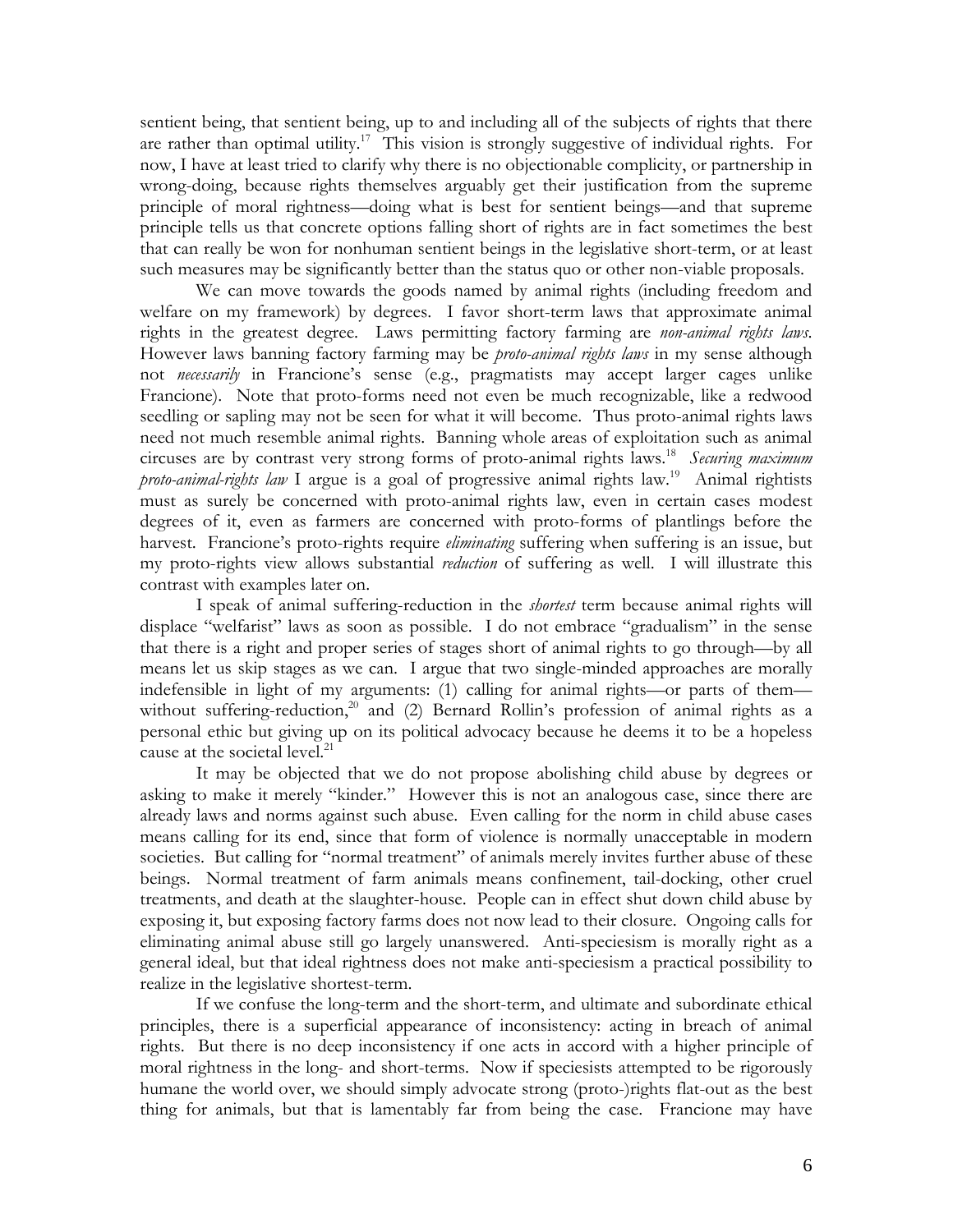sentient being, that sentient being, up to and including all of the subjects of rights that there are rather than optimal utility.[17] This vision is strongly suggestive of individual rights. For now, I have at least tried to clarify why there is no objectionable complicity, or partnership in wrong-doing, because rights themselves arguably get their justification from the supreme principle of moral rightness—doing what is best for sentient beings—and that supreme principle tells us that concrete options falling short of rights are in fact sometimes the best that can really be won for nonhuman sentient beings in the legislative short-term, or at least such measures may be significantly better than the status quo or other non-viable proposals.

We can move towards the goods named by animal rights (including freedom and welfare on my framework) by degrees. I favor short-term laws that approximate animal rights in the greatest degree. Laws permitting factory farming are *non-animal rights laws*. However laws banning factory farming may be *proto-animal rights laws* in my sense although not *necessarily* in Francione's sense (e.g., pragmatists may accept larger cages unlike Francione). Note that proto-forms need not even be much recognizable, like a redwood seedling or sapling may not be seen for what it will become. Thus proto-animal rights laws need not much resemble animal rights. Banning whole areas of exploitation such as animal circuses are by contrast very strong forms of proto-animal rights laws.[18] *Securing maximum proto-animal-rights law* I argue is a goal of progressive animal rights law.[19] Animal rightists must as surely be concerned with proto-animal rights law, even in certain cases modest degrees of it, even as farmers are concerned with proto-forms of plantlings before the harvest. Francione's proto-rights require *eliminating* suffering when suffering is an issue, but my proto-rights view allows substantial *reduction* of suffering as well. I will illustrate this contrast with examples later on.

I speak of animal suffering-reduction in the *shortest* term because animal rights will displace "welfarist" laws as soon as possible. I do not embrace "gradualism" in the sense that there is a right and proper series of stages short of animal rights to go through—by all means let us skip stages as we can. I argue that two single-minded approaches are morally indefensible in light of my arguments: (1) calling for animal rights—or parts of them—without suffering-reduction,[20] and (2) Bernard Rollin's profession of animal rights as a personal ethic but giving up on its political advocacy because he deems it to be a hopeless cause at the societal level.[21]

It may be objected that we do not propose abolishing child abuse by degrees or asking to make it merely "kinder." However this is not an analogous case, since there are already laws and norms against such abuse. Even calling for the norm in child abuse cases means calling for its end, since that form of violence is normally unacceptable in modern societies. But calling for "normal treatment" of animals merely invites further abuse of these beings. Normal treatment of farm animals means confinement, tail-docking, other cruel treatments, and death at the slaughter-house. People can in effect shut down child abuse by exposing it, but exposing factory farms does not now lead to their closure. Ongoing calls for eliminating animal abuse still go largely unanswered. Anti-speciesism is morally right as a general ideal, but that ideal rightness does not make anti-speciesism a practical possibility to realize in the legislative shortest-term.

If we confuse the long-term and the short-term, and ultimate and subordinate ethical principles, there is a superficial appearance of inconsistency: acting in breach of animal rights. But there is no deep inconsistency if one acts in accord with a higher principle of moral rightness in the long- and short-terms. Now if speciesists attempted to be rigorously humane the world over, we should simply advocate strong (proto-)rights flat-out as the best thing for animals, but that is lamentably far from being the case. Francione may have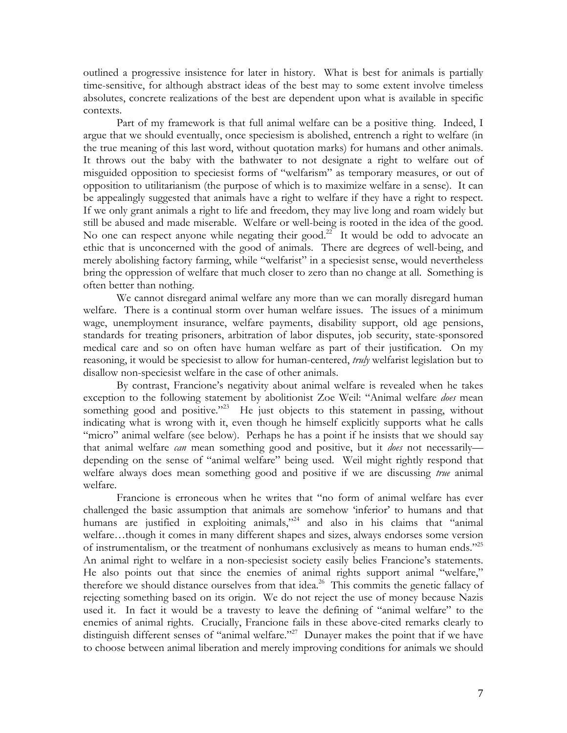outlined a progressive insistence for later in history. What is best for animals is partially time-sensitive, for although abstract ideas of the best may to some extent involve timeless absolutes, concrete realizations of the best are dependent upon what is available in specific contexts.

Part of my framework is that full animal welfare can be a positive thing. Indeed, I argue that we should eventually, once speciesism is abolished, entrench a right to welfare (in the true meaning of this last word, without quotation marks) for humans and other animals. It throws out the baby with the bathwater to not designate a right to welfare out of misguided opposition to speciesist forms of "welfarism" as temporary measures, or out of opposition to utilitarianism (the purpose of which is to maximize welfare in a sense). It can be appealingly suggested that animals have a right to welfare if they have a right to respect. If we only grant animals a right to life and freedom, they may live long and roam widely but still be abused and made miserable. Welfare or well-being is rooted in the idea of the good. No one can respect anyone while negating their good.[22] It would be odd to advocate an ethic that is unconcerned with the good of animals. There are degrees of well-being, and merely abolishing factory farming, while "welfarist" in a speciesist sense, would nevertheless bring the oppression of welfare that much closer to zero than no change at all. Something is often better than nothing.

We cannot disregard animal welfare any more than we can morally disregard human welfare. There is a continual storm over human welfare issues. The issues of a minimum wage, unemployment insurance, welfare payments, disability support, old age pensions, standards for treating prisoners, arbitration of labor disputes, job security, state-sponsored medical care and so on often have human welfare as part of their justification. On my reasoning, it would be speciesist to allow for human-centered, *truly* welfarist legislation but to disallow non-speciesist welfare in the case of other animals.

By contrast, Francione's negativity about animal welfare is revealed when he takes exception to the following statement by abolitionist Zoe Weil: "Animal welfare *does* mean something good and positive."[23] He just objects to this statement in passing, without indicating what is wrong with it, even though he himself explicitly supports what he calls "micro" animal welfare (see below). Perhaps he has a point if he insists that we should say that animal welfare *can* mean something good and positive, but it *does* not necessarily—depending on the sense of "animal welfare" being used. Weil might rightly respond that welfare always does mean something good and positive if we are discussing *true* animal welfare.

Francione is erroneous when he writes that "no form of animal welfare has ever challenged the basic assumption that animals are somehow 'inferior' to humans and that humans are justified in exploiting animals,"[24] and also in his claims that "animal welfare…though it comes in many different shapes and sizes, always endorses some version of instrumentalism, or the treatment of nonhumans exclusively as means to human ends."[25] An animal right to welfare in a non-speciesist society easily belies Francione's statements. He also points out that since the enemies of animal rights support animal "welfare," therefore we should distance ourselves from that idea.[26] This commits the genetic fallacy of rejecting something based on its origin. We do not reject the use of money because Nazis used it. In fact it would be a travesty to leave the defining of "animal welfare" to the enemies of animal rights. Crucially, Francione fails in these above-cited remarks clearly to distinguish different senses of "animal welfare."[27] Dunayer makes the point that if we have to choose between animal liberation and merely improving conditions for animals we should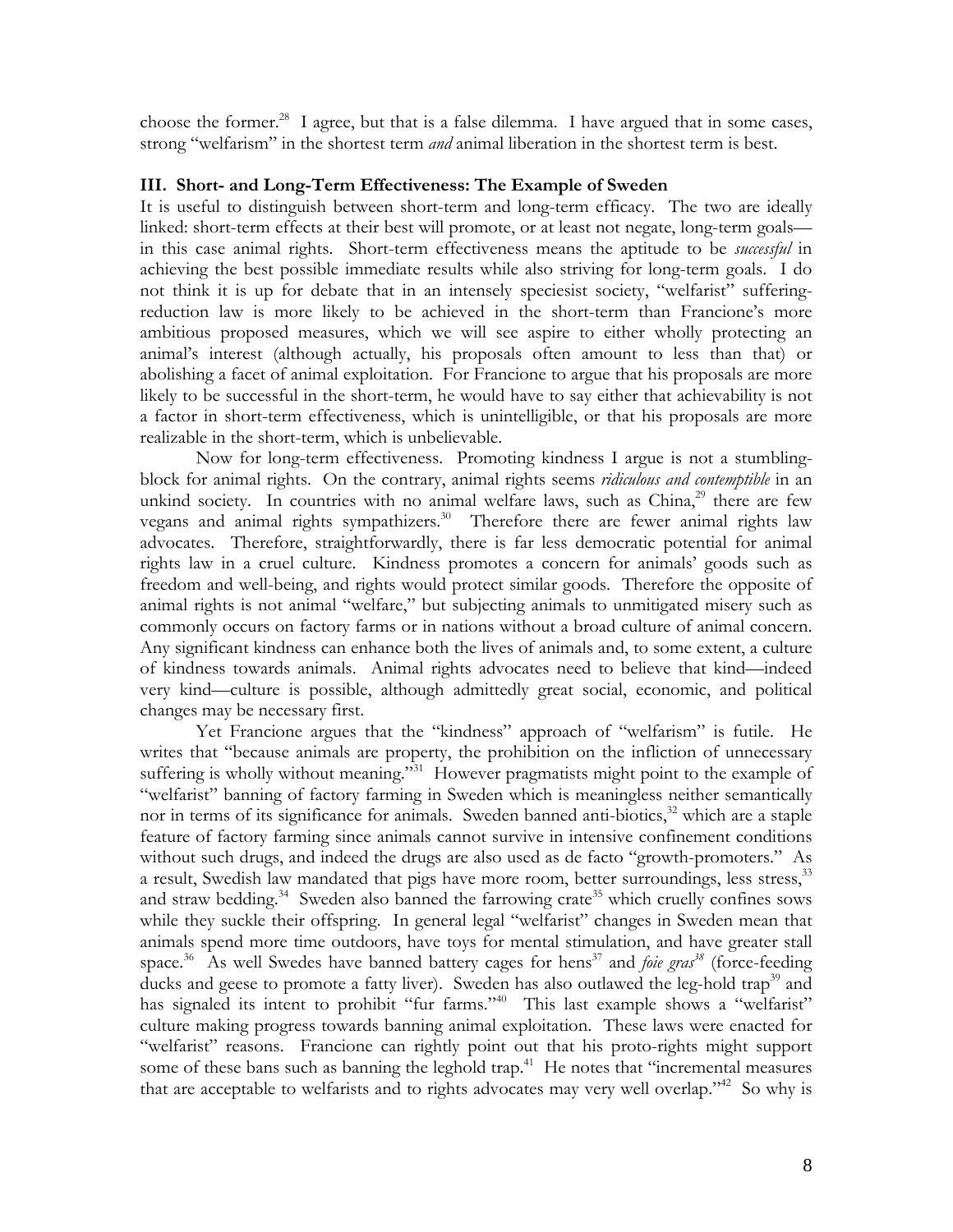choose the former.[28] I agree, but that is a false dilemma. I have argued that in some cases, strong "welfarism" in the shortest term *and* animal liberation in the shortest term is best.

### III. Short- and Long-Term Effectiveness: The Example of Sweden

It is useful to distinguish between short-term and long-term efficacy. The two are ideally linked: short-term effects at their best will promote, or at least not negate, long-term goals—in this case animal rights. Short-term effectiveness means the aptitude to be *successful* in achieving the best possible immediate results while also striving for long-term goals. I do not think it is up for debate that in an intensely speciesist society, "welfarist" suffering-reduction law is more likely to be achieved in the short-term than Francione's more ambitious proposed measures, which we will see aspire to either wholly protecting an animal's interest (although actually, his proposals often amount to less than that) or abolishing a facet of animal exploitation. For Francione to argue that his proposals are more likely to be successful in the short-term, he would have to say either that achievability is not a factor in short-term effectiveness, which is unintelligible, or that his proposals are more realizable in the short-term, which is unbelievable.

Now for long-term effectiveness. Promoting kindness I argue is not a stumbling-block for animal rights. On the contrary, animal rights seems *ridiculous and contemptible* in an unkind society. In countries with no animal welfare laws, such as China,[29] there are few vegans and animal rights sympathizers.[30] Therefore there are fewer animal rights law advocates. Therefore, straightforwardly, there is far less democratic potential for animal rights law in a cruel culture. Kindness promotes a concern for animals' goods such as freedom and well-being, and rights would protect similar goods. Therefore the opposite of animal rights is not animal "welfare," but subjecting animals to unmitigated misery such as commonly occurs on factory farms or in nations without a broad culture of animal concern. Any significant kindness can enhance both the lives of animals and, to some extent, a culture of kindness towards animals. Animal rights advocates need to believe that kind—indeed very kind—culture is possible, although admittedly great social, economic, and political changes may be necessary first.

Yet Francione argues that the "kindness" approach of "welfarism" is futile. He writes that "because animals are property, the prohibition on the infliction of unnecessary suffering is wholly without meaning."[31] However pragmatists might point to the example of "welfarist" banning of factory farming in Sweden which is meaningless neither semantically nor in terms of its significance for animals. Sweden banned anti-biotics,[32] which are a staple feature of factory farming since animals cannot survive in intensive confinement conditions without such drugs, and indeed the drugs are also used as de facto "growth-promoters." As a result, Swedish law mandated that pigs have more room, better surroundings, less stress,[33] and straw bedding.[34] Sweden also banned the farrowing crate[35] which cruelly confines sows while they suckle their offspring. In general legal "welfarist" changes in Sweden mean that animals spend more time outdoors, have toys for mental stimulation, and have greater stall space.[36] As well Swedes have banned battery cages for hens[37] and *foie gras*[38] (force-feeding ducks and geese to promote a fatty liver). Sweden has also outlawed the leg-hold trap[39] and has signaled its intent to prohibit "fur farms."[40] This last example shows a "welfarist" culture making progress towards banning animal exploitation. These laws were enacted for "welfarist" reasons. Francione can rightly point out that his proto-rights might support some of these bans such as banning the leghold trap.[41] He notes that "incremental measures that are acceptable to welfarists and to rights advocates may very well overlap."[42] So why is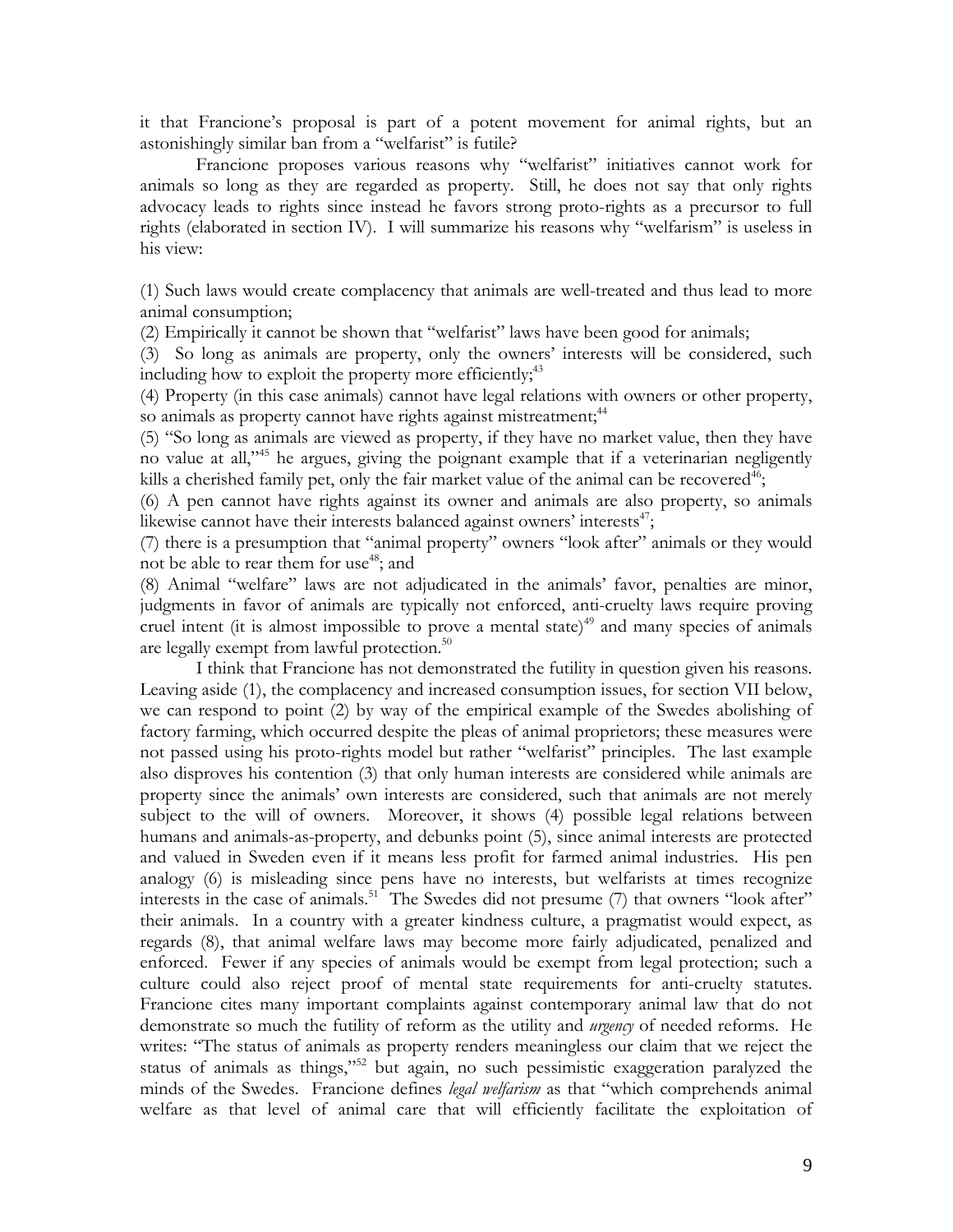it that Francione's proposal is part of a potent movement for animal rights, but an astonishingly similar ban from a "welfarist" is futile?

Francione proposes various reasons why "welfarist" initiatives cannot work for animals so long as they are regarded as property. Still, he does not say that only rights advocacy leads to rights since instead he favors strong proto-rights as a precursor to full rights (elaborated in section IV). I will summarize his reasons why "welfarism" is useless in his view:

(1) Such laws would create complacency that animals are well-treated and thus lead to more animal consumption;

(2) Empirically it cannot be shown that "welfarist" laws have been good for animals;

(3) So long as animals are property, only the owners' interests will be considered, such including how to exploit the property more efficiently;[43]

(4) Property (in this case animals) cannot have legal relations with owners or other property, so animals as property cannot have rights against mistreatment;[44]

(5) "So long as animals are viewed as property, if they have no market value, then they have no value at all,"[45] he argues, giving the poignant example that if a veterinarian negligently kills a cherished family pet, only the fair market value of the animal can be recovered[46];

(6) A pen cannot have rights against its owner and animals are also property, so animals likewise cannot have their interests balanced against owners' interests[47];

(7) there is a presumption that "animal property" owners "look after" animals or they would not be able to rear them for use[48]; and

(8) Animal "welfare" laws are not adjudicated in the animals' favor, penalties are minor, judgments in favor of animals are typically not enforced, anti-cruelty laws require proving cruel intent (it is almost impossible to prove a mental state)[49] and many species of animals are legally exempt from lawful protection.[50]

I think that Francione has not demonstrated the futility in question given his reasons. Leaving aside (1), the complacency and increased consumption issues, for section VII below, we can respond to point (2) by way of the empirical example of the Swedes abolishing of factory farming, which occurred despite the pleas of animal proprietors; these measures were not passed using his proto-rights model but rather "welfarist" principles. The last example also disproves his contention (3) that only human interests are considered while animals are property since the animals' own interests are considered, such that animals are not merely subject to the will of owners. Moreover, it shows (4) possible legal relations between humans and animals-as-property, and debunks point (5), since animal interests are protected and valued in Sweden even if it means less profit for farmed animal industries. His pen analogy (6) is misleading since pens have no interests, but welfarists at times recognize interests in the case of animals.[51] The Swedes did not presume (7) that owners "look after" their animals. In a country with a greater kindness culture, a pragmatist would expect, as regards (8), that animal welfare laws may become more fairly adjudicated, penalized and enforced. Fewer if any species of animals would be exempt from legal protection; such a culture could also reject proof of mental state requirements for anti-cruelty statutes. Francione cites many important complaints against contemporary animal law that do not demonstrate so much the futility of reform as the utility and *urgency* of needed reforms. He writes: "The status of animals as property renders meaningless our claim that we reject the status of animals as things,"[52] but again, no such pessimistic exaggeration paralyzed the minds of the Swedes. Francione defines *legal welfarism* as that "which comprehends animal welfare as that level of animal care that will efficiently facilitate the exploitation of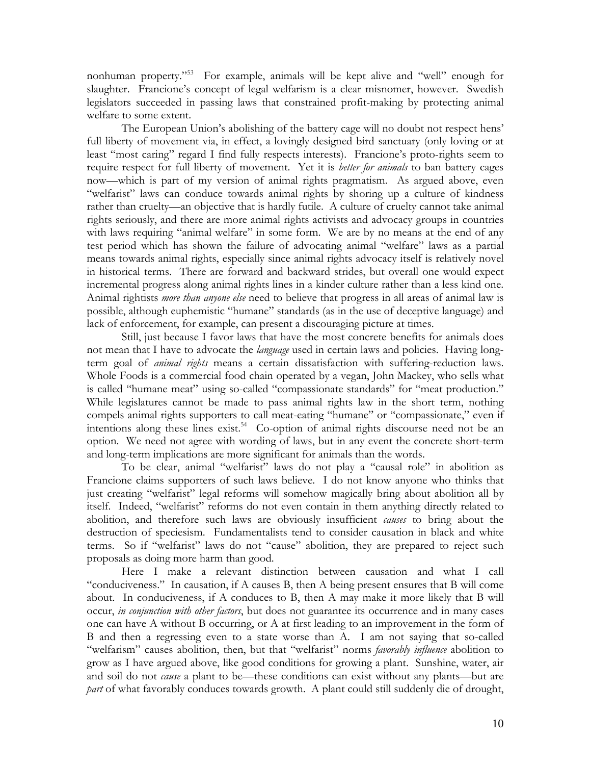nonhuman property."[53] For example, animals will be kept alive and "well" enough for slaughter. Francione's concept of legal welfarism is a clear misnomer, however. Swedish legislators succeeded in passing laws that constrained profit-making by protecting animal welfare to some extent.

The European Union's abolishing of the battery cage will no doubt not respect hens' full liberty of movement via, in effect, a lovingly designed bird sanctuary (only loving or at least "most caring" regard I find fully respects interests). Francione's proto-rights seem to require respect for full liberty of movement. Yet it is *better for animals* to ban battery cages now—which is part of my version of animal rights pragmatism. As argued above, even "welfarist" laws can conduce towards animal rights by shoring up a culture of kindness rather than cruelty—an objective that is hardly futile. A culture of cruelty cannot take animal rights seriously, and there are more animal rights activists and advocacy groups in countries with laws requiring "animal welfare" in some form. We are by no means at the end of any test period which has shown the failure of advocating animal "welfare" laws as a partial means towards animal rights, especially since animal rights advocacy itself is relatively novel in historical terms. There are forward and backward strides, but overall one would expect incremental progress along animal rights lines in a kinder culture rather than a less kind one. Animal rightists *more than anyone else* need to believe that progress in all areas of animal law is possible, although euphemistic "humane" standards (as in the use of deceptive language) and lack of enforcement, for example, can present a discouraging picture at times.

Still, just because I favor laws that have the most concrete benefits for animals does not mean that I have to advocate the *language* used in certain laws and policies. Having long-term goal of *animal rights* means a certain dissatisfaction with suffering-reduction laws. Whole Foods is a commercial food chain operated by a vegan, John Mackey, who sells what is called "humane meat" using so-called "compassionate standards" for "meat production." While legislatures cannot be made to pass animal rights law in the short term, nothing compels animal rights supporters to call meat-eating "humane" or "compassionate," even if intentions along these lines exist.[54] Co-option of animal rights discourse need not be an option. We need not agree with wording of laws, but in any event the concrete short-term and long-term implications are more significant for animals than the words.

To be clear, animal "welfarist" laws do not play a "causal role" in abolition as Francione claims supporters of such laws believe. I do not know anyone who thinks that just creating "welfarist" legal reforms will somehow magically bring about abolition all by itself. Indeed, "welfarist" reforms do not even contain in them anything directly related to abolition, and therefore such laws are obviously insufficient *causes* to bring about the destruction of speciesism. Fundamentalists tend to consider causation in black and white terms. So if "welfarist" laws do not "cause" abolition, they are prepared to reject such proposals as doing more harm than good.

Here I make a relevant distinction between causation and what I call "conduciveness." In causation, if A causes B, then A being present ensures that B will come about. In conduciveness, if A conduces to B, then A may make it more likely that B will occur, *in conjunction with other factors*, but does not guarantee its occurrence and in many cases one can have A without B occurring, or A at first leading to an improvement in the form of B and then a regressing even to a state worse than A. I am not saying that so-called "welfarism" causes abolition, then, but that "welfarist" norms *favorably influence* abolition to grow as I have argued above, like good conditions for growing a plant. Sunshine, water, air and soil do not *cause* a plant to be—these conditions can exist without any plants—but are *part* of what favorably conduces towards growth. A plant could still suddenly die of drought,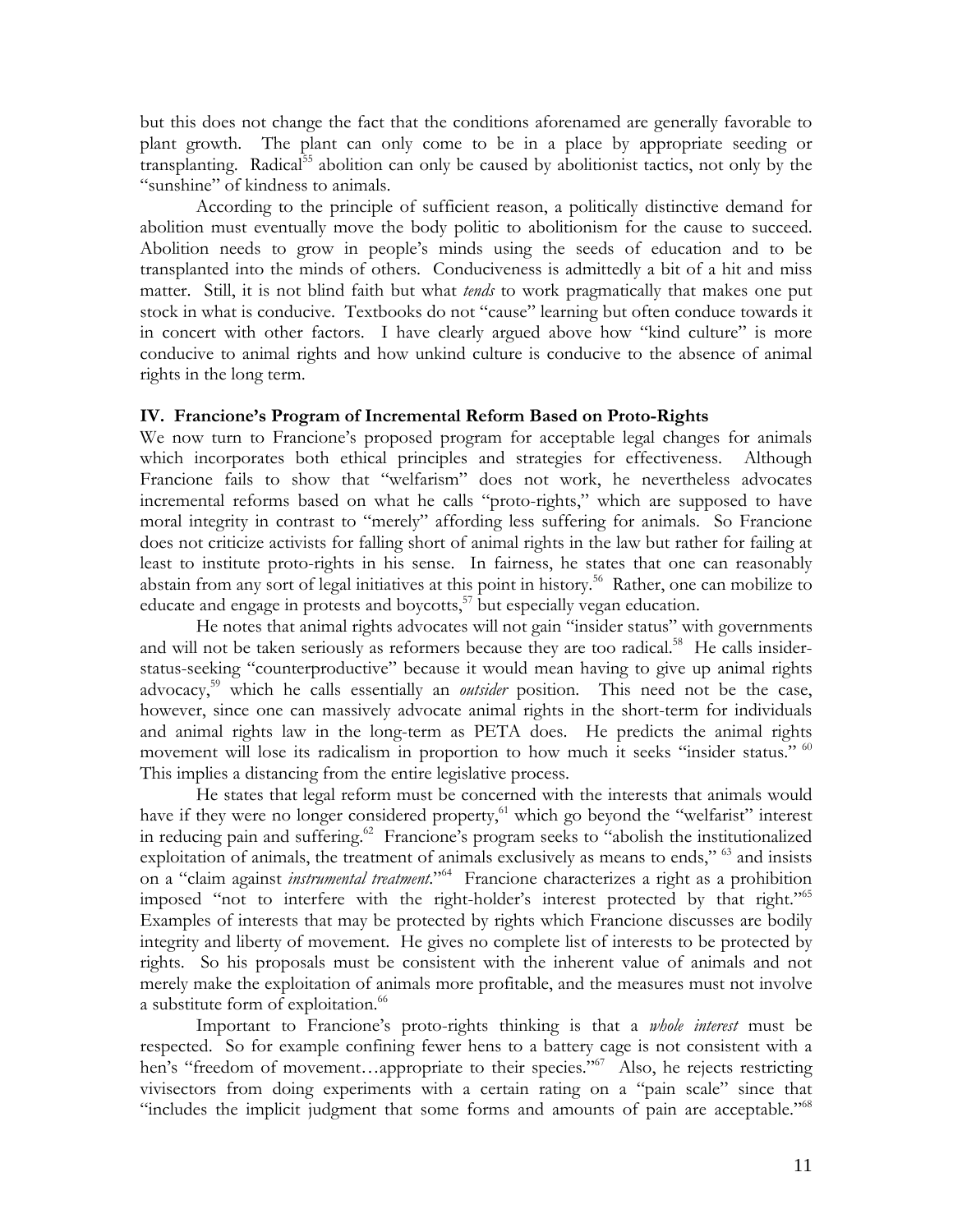but this does not change the fact that the conditions aforenamed are generally favorable to plant growth. The plant can only come to be in a place by appropriate seeding or transplanting. Radical[55] abolition can only be caused by abolitionist tactics, not only by the "sunshine" of kindness to animals.

According to the principle of sufficient reason, a politically distinctive demand for abolition must eventually move the body politic to abolitionism for the cause to succeed. Abolition needs to grow in people's minds using the seeds of education and to be transplanted into the minds of others. Conduciveness is admittedly a bit of a hit and miss matter. Still, it is not blind faith but what *tends* to work pragmatically that makes one put stock in what is conducive. Textbooks do not "cause" learning but often conduce towards it in concert with other factors. I have clearly argued above how "kind culture" is more conducive to animal rights and how unkind culture is conducive to the absence of animal rights in the long term.

**IV. Francione's Program of Incremental Reform Based on Proto-Rights**

We now turn to Francione's proposed program for acceptable legal changes for animals which incorporates both ethical principles and strategies for effectiveness. Although Francione fails to show that "welfarism" does not work, he nevertheless advocates incremental reforms based on what he calls "proto-rights," which are supposed to have moral integrity in contrast to "merely" affording less suffering for animals. So Francione does not criticize activists for falling short of animal rights in the law but rather for failing at least to institute proto-rights in his sense. In fairness, he states that one can reasonably abstain from any sort of legal initiatives at this point in history.[56] Rather, one can mobilize to educate and engage in protests and boycotts,[57] but especially vegan education.

He notes that animal rights advocates will not gain "insider status" with governments and will not be taken seriously as reformers because they are too radical.[58] He calls insider-status-seeking "counterproductive" because it would mean having to give up animal rights advocacy,[59] which he calls essentially an *outsider* position. This need not be the case, however, since one can massively advocate animal rights in the short-term for individuals and animal rights law in the long-term as PETA does. He predicts the animal rights movement will lose its radicalism in proportion to how much it seeks "insider status." [60] This implies a distancing from the entire legislative process.

He states that legal reform must be concerned with the interests that animals would have if they were no longer considered property,[61] which go beyond the "welfarist" interest in reducing pain and suffering.[62] Francione's program seeks to "abolish the institutionalized exploitation of animals, the treatment of animals exclusively as means to ends," [63] and insists on a "claim against *instrumental treatment*."[64] Francione characterizes a right as a prohibition imposed "not to interfere with the right-holder's interest protected by that right."[65] Examples of interests that may be protected by rights which Francione discusses are bodily integrity and liberty of movement. He gives no complete list of interests to be protected by rights. So his proposals must be consistent with the inherent value of animals and not merely make the exploitation of animals more profitable, and the measures must not involve a substitute form of exploitation.[66]

Important to Francione's proto-rights thinking is that a *whole interest* must be respected. So for example confining fewer hens to a battery cage is not consistent with a hen's "freedom of movement…appropriate to their species."[67] Also, he rejects restricting vivisectors from doing experiments with a certain rating on a "pain scale" since that "includes the implicit judgment that some forms and amounts of pain are acceptable."[68]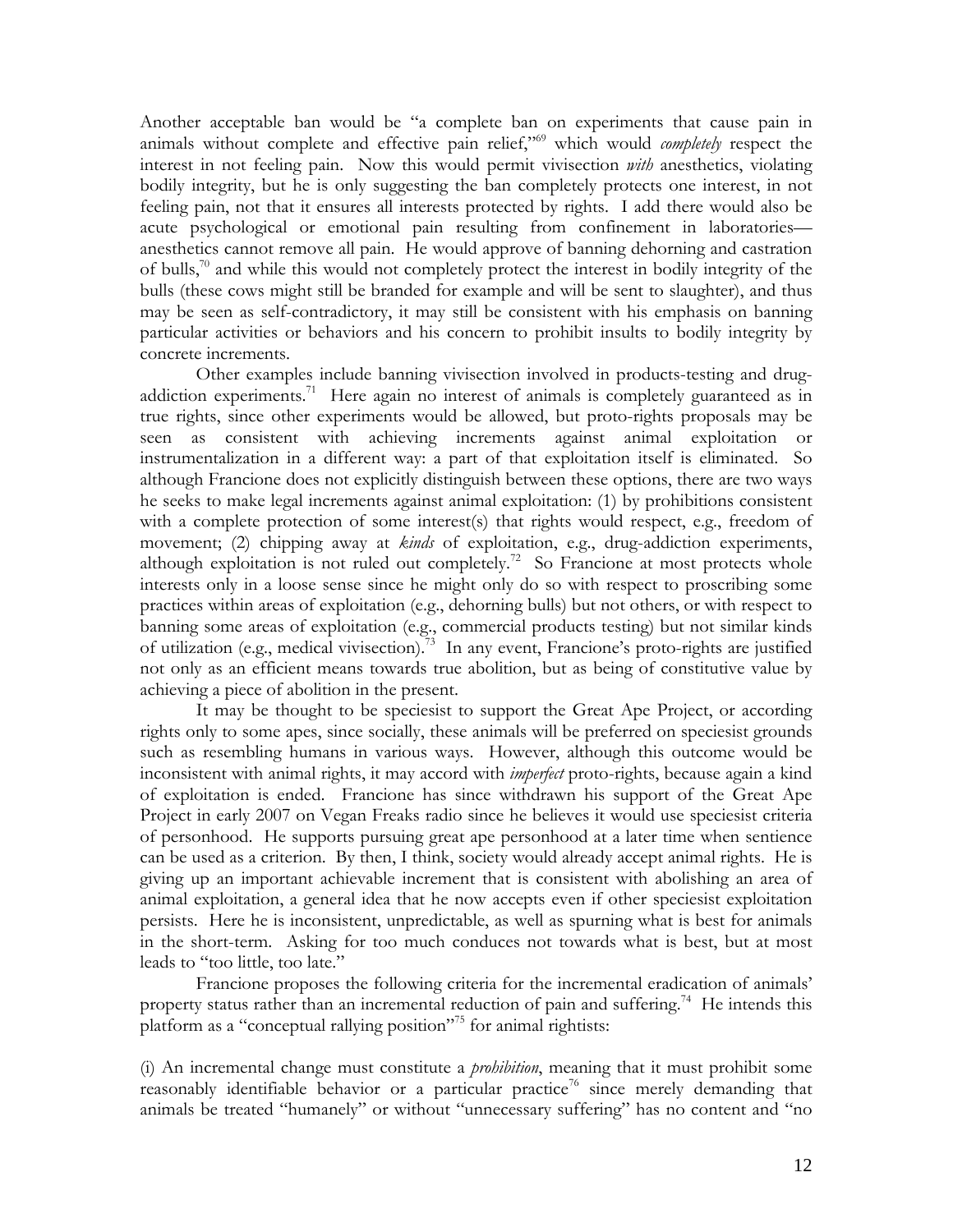Another acceptable ban would be "a complete ban on experiments that cause pain in animals without complete and effective pain relief,"[69] which would *completely* respect the interest in not feeling pain. Now this would permit vivisection *with* anesthetics, violating bodily integrity, but he is only suggesting the ban completely protects one interest, in not feeling pain, not that it ensures all interests protected by rights. I add there would also be acute psychological or emotional pain resulting from confinement in laboratories—anesthetics cannot remove all pain. He would approve of banning dehorning and castration of bulls,[70] and while this would not completely protect the interest in bodily integrity of the bulls (these cows might still be branded for example and will be sent to slaughter), and thus may be seen as self-contradictory, it may still be consistent with his emphasis on banning particular activities or behaviors and his concern to prohibit insults to bodily integrity by concrete increments.

Other examples include banning vivisection involved in products-testing and drug-addiction experiments.[71] Here again no interest of animals is completely guaranteed as in true rights, since other experiments would be allowed, but proto-rights proposals may be seen as consistent with achieving increments against animal exploitation or instrumentalization in a different way: a part of that exploitation itself is eliminated. So although Francione does not explicitly distinguish between these options, there are two ways he seeks to make legal increments against animal exploitation: (1) by prohibitions consistent with a complete protection of some interest(s) that rights would respect, e.g., freedom of movement; (2) chipping away at *kinds* of exploitation, e.g., drug-addiction experiments, although exploitation is not ruled out completely.[72] So Francione at most protects whole interests only in a loose sense since he might only do so with respect to proscribing some practices within areas of exploitation (e.g., dehorning bulls) but not others, or with respect to banning some areas of exploitation (e.g., commercial products testing) but not similar kinds of utilization (e.g., medical vivisection).[73] In any event, Francione's proto-rights are justified not only as an efficient means towards true abolition, but as being of constitutive value by achieving a piece of abolition in the present.

It may be thought to be speciesist to support the Great Ape Project, or according rights only to some apes, since socially, these animals will be preferred on speciesist grounds such as resembling humans in various ways. However, although this outcome would be inconsistent with animal rights, it may accord with *imperfect* proto-rights, because again a kind of exploitation is ended. Francione has since withdrawn his support of the Great Ape Project in early 2007 on Vegan Freaks radio since he believes it would use speciesist criteria of personhood. He supports pursuing great ape personhood at a later time when sentience can be used as a criterion. By then, I think, society would already accept animal rights. He is giving up an important achievable increment that is consistent with abolishing an area of animal exploitation, a general idea that he now accepts even if other speciesist exploitation persists. Here he is inconsistent, unpredictable, as well as spurning what is best for animals in the short-term. Asking for too much conduces not towards what is best, but at most leads to "too little, too late."

Francione proposes the following criteria for the incremental eradication of animals' property status rather than an incremental reduction of pain and suffering.[74] He intends this platform as a "conceptual rallying position"[75] for animal rightists:

(i) An incremental change must constitute a *prohibition*, meaning that it must prohibit some reasonably identifiable behavior or a particular practice[76] since merely demanding that animals be treated "humanely" or without "unnecessary suffering" has no content and "no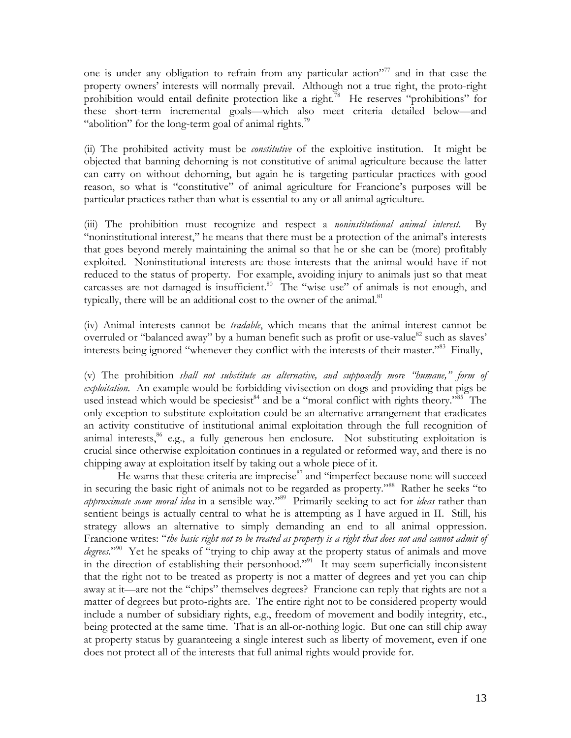one is under any obligation to refrain from any particular action"[77] and in that case the property owners' interests will normally prevail. Although not a true right, the proto-right prohibition would entail definite protection like a right.[78] He reserves "prohibitions" for these short-term incremental goals—which also meet criteria detailed below—and "abolition" for the long-term goal of animal rights.[79]

(ii) The prohibited activity must be *constitutive* of the exploitive institution. It might be objected that banning dehorning is not constitutive of animal agriculture because the latter can carry on without dehorning, but again he is targeting particular practices with good reason, so what is "constitutive" of animal agriculture for Francione's purposes will be particular practices rather than what is essential to any or all animal agriculture.

(iii) The prohibition must recognize and respect a *noninstitutional animal interest*. By "noninstitutional interest," he means that there must be a protection of the animal's interests that goes beyond merely maintaining the animal so that he or she can be (more) profitably exploited. Noninstitutional interests are those interests that the animal would have if not reduced to the status of property. For example, avoiding injury to animals just so that meat carcasses are not damaged is insufficient.[80] The "wise use" of animals is not enough, and typically, there will be an additional cost to the owner of the animal.[81]

(iv) Animal interests cannot be *tradable*, which means that the animal interest cannot be overruled or "balanced away" by a human benefit such as profit or use-value[82] such as slaves' interests being ignored "whenever they conflict with the interests of their master."[83] Finally,

(v) The prohibition *shall not substitute an alternative, and supposedly more "humane," form of exploitation*. An example would be forbidding vivisection on dogs and providing that pigs be used instead which would be speciesist[84] and be a "moral conflict with rights theory."[85] The only exception to substitute exploitation could be an alternative arrangement that eradicates an activity constitutive of institutional animal exploitation through the full recognition of animal interests,[86] e.g., a fully generous hen enclosure. Not substituting exploitation is crucial since otherwise exploitation continues in a regulated or reformed way, and there is no chipping away at exploitation itself by taking out a whole piece of it.

He warns that these criteria are imprecise[87] and "imperfect because none will succeed in securing the basic right of animals not to be regarded as property."[88] Rather he seeks "to *approximate some moral idea* in a sensible way."[89] Primarily seeking to act for *ideas* rather than sentient beings is actually central to what he is attempting as I have argued in II. Still, his strategy allows an alternative to simply demanding an end to all animal oppression. Francione writes: "*the basic right not to be treated as property is a right that does not and cannot admit of degrees*."[90] Yet he speaks of "trying to chip away at the property status of animals and move in the direction of establishing their personhood."[91] It may seem superficially inconsistent that the right not to be treated as property is not a matter of degrees and yet you can chip away at it—are not the "chips" themselves degrees? Francione can reply that rights are not a matter of degrees but proto-rights are. The entire right not to be considered property would include a number of subsidiary rights, e.g., freedom of movement and bodily integrity, etc., being protected at the same time. That is an all-or-nothing logic. But one can still chip away at property status by guaranteeing a single interest such as liberty of movement, even if one does not protect all of the interests that full animal rights would provide for.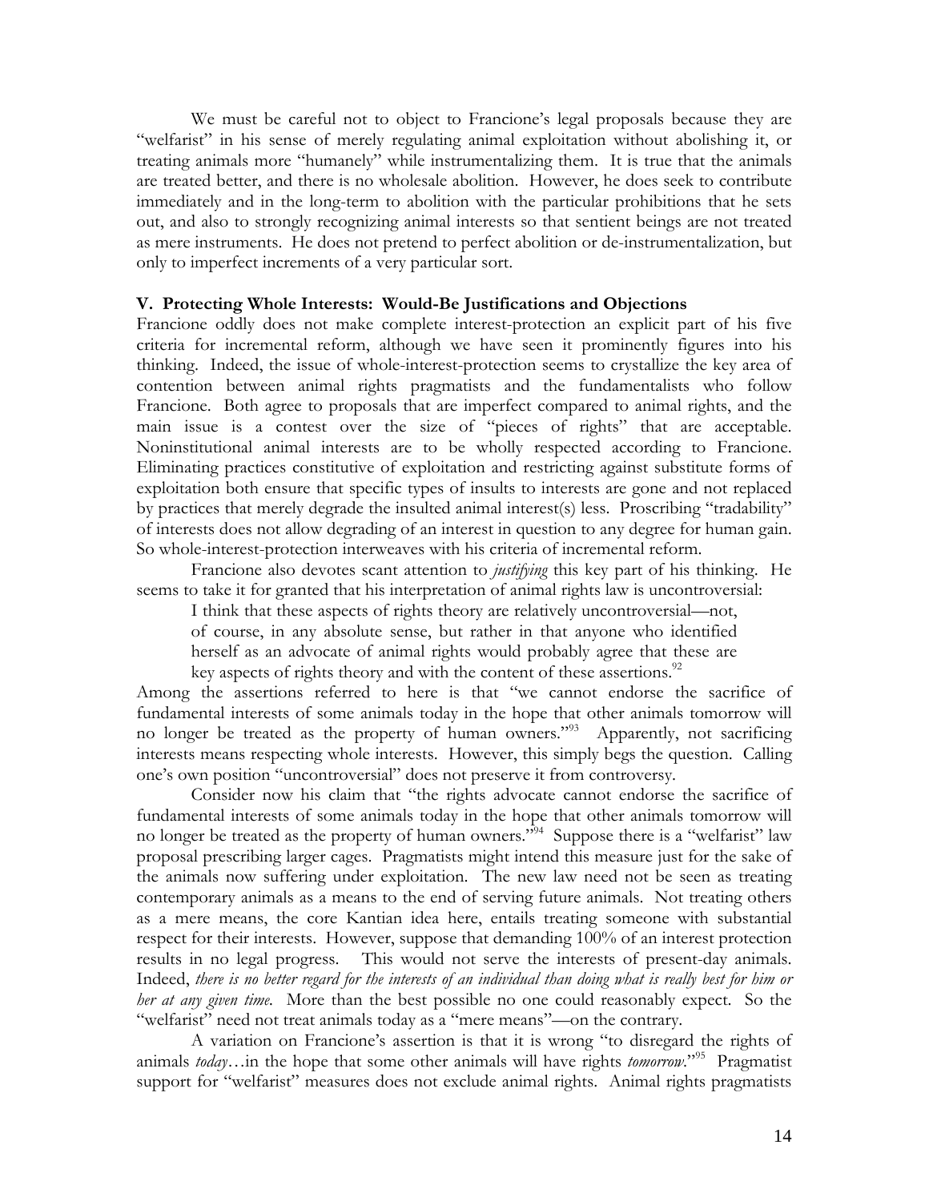We must be careful not to object to Francione's legal proposals because they are "welfarist" in his sense of merely regulating animal exploitation without abolishing it, or treating animals more "humanely" while instrumentalizing them. It is true that the animals are treated better, and there is no wholesale abolition. However, he does seek to contribute immediately and in the long-term to abolition with the particular prohibitions that he sets out, and also to strongly recognizing animal interests so that sentient beings are not treated as mere instruments. He does not pretend to perfect abolition or de-instrumentalization, but only to imperfect increments of a very particular sort.

**V. Protecting Whole Interests: Would-Be Justifications and Objections**

Francione oddly does not make complete interest-protection an explicit part of his five criteria for incremental reform, although we have seen it prominently figures into his thinking. Indeed, the issue of whole-interest-protection seems to crystallize the key area of contention between animal rights pragmatists and the fundamentalists who follow Francione. Both agree to proposals that are imperfect compared to animal rights, and the main issue is a contest over the size of "pieces of rights" that are acceptable. Noninstitutional animal interests are to be wholly respected according to Francione. Eliminating practices constitutive of exploitation and restricting against substitute forms of exploitation both ensure that specific types of insults to interests are gone and not replaced by practices that merely degrade the insulted animal interest(s) less. Proscribing "tradability" of interests does not allow degrading of an interest in question to any degree for human gain. So whole-interest-protection interweaves with his criteria of incremental reform.

Francione also devotes scant attention to *justifying* this key part of his thinking. He seems to take it for granted that his interpretation of animal rights law is uncontroversial:

> I think that these aspects of rights theory are relatively uncontroversial—not, of course, in any absolute sense, but rather in that anyone who identified herself as an advocate of animal rights would probably agree that these are key aspects of rights theory and with the content of these assertions.[92]

Among the assertions referred to here is that "we cannot endorse the sacrifice of fundamental interests of some animals today in the hope that other animals tomorrow will no longer be treated as the property of human owners."[93] Apparently, not sacrificing interests means respecting whole interests. However, this simply begs the question. Calling one's own position "uncontroversial" does not preserve it from controversy.

Consider now his claim that "the rights advocate cannot endorse the sacrifice of fundamental interests of some animals today in the hope that other animals tomorrow will no longer be treated as the property of human owners."[94] Suppose there is a "welfarist" law proposal prescribing larger cages. Pragmatists might intend this measure just for the sake of the animals now suffering under exploitation. The new law need not be seen as treating contemporary animals as a means to the end of serving future animals. Not treating others as a mere means, the core Kantian idea here, entails treating someone with substantial respect for their interests. However, suppose that demanding 100% of an interest protection results in no legal progress. This would not serve the interests of present-day animals. Indeed, *there is no better regard for the interests of an individual than doing what is really best for him or her at any given time.* More than the best possible no one could reasonably expect. So the "welfarist" need not treat animals today as a "mere means"—on the contrary.

A variation on Francione's assertion is that it is wrong "to disregard the rights of animals *today*…in the hope that some other animals will have rights *tomorrow*."[95] Pragmatist support for "welfarist" measures does not exclude animal rights. Animal rights pragmatists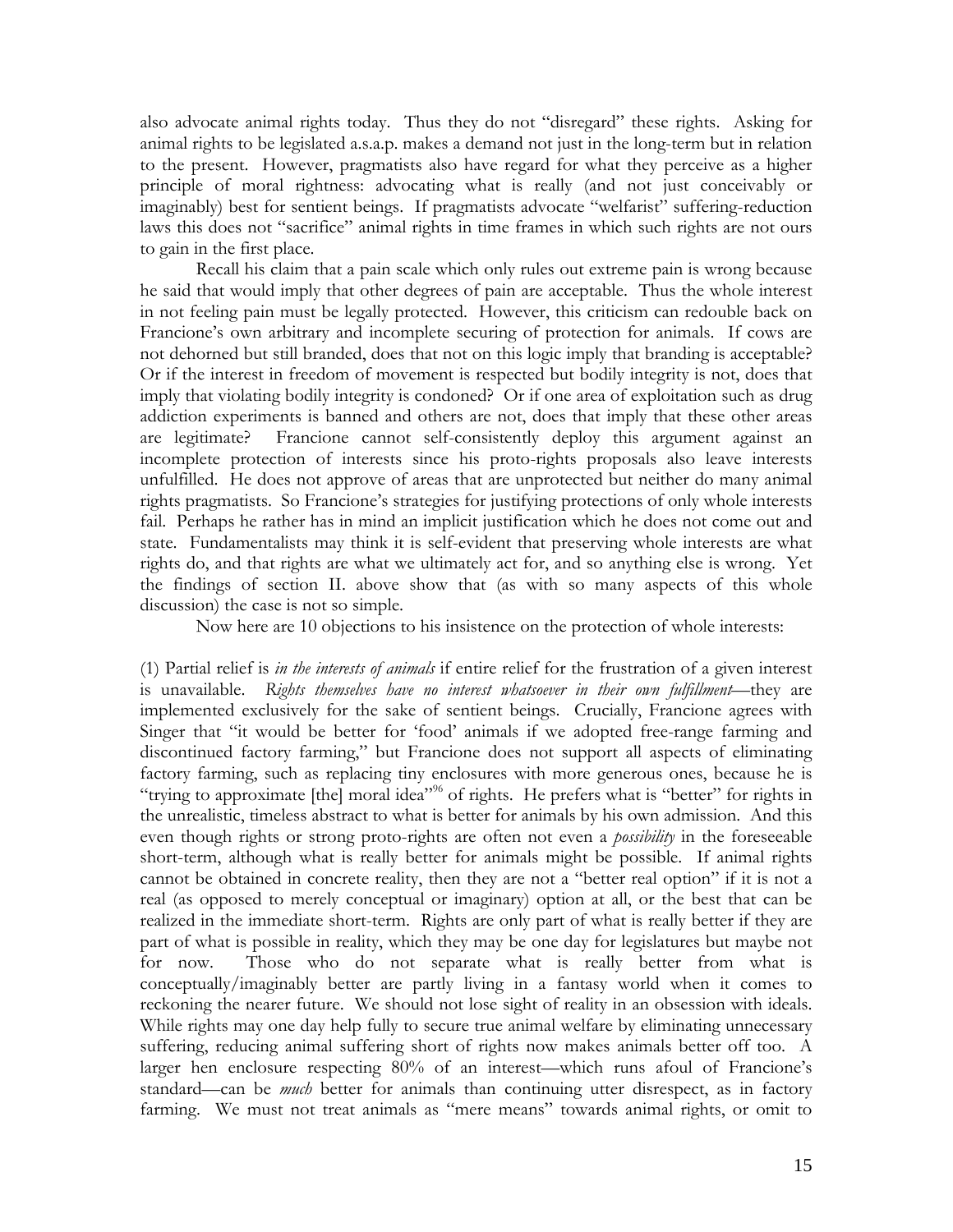also advocate animal rights today. Thus they do not "disregard" these rights. Asking for animal rights to be legislated a.s.a.p. makes a demand not just in the long-term but in relation to the present. However, pragmatists also have regard for what they perceive as a higher principle of moral rightness: advocating what is really (and not just conceivably or imaginably) best for sentient beings. If pragmatists advocate "welfarist" suffering-reduction laws this does not "sacrifice" animal rights in time frames in which such rights are not ours to gain in the first place.

Recall his claim that a pain scale which only rules out extreme pain is wrong because he said that would imply that other degrees of pain are acceptable. Thus the whole interest in not feeling pain must be legally protected. However, this criticism can redouble back on Francione's own arbitrary and incomplete securing of protection for animals. If cows are not dehorned but still branded, does that not on this logic imply that branding is acceptable? Or if the interest in freedom of movement is respected but bodily integrity is not, does that imply that violating bodily integrity is condoned? Or if one area of exploitation such as drug addiction experiments is banned and others are not, does that imply that these other areas are legitimate? Francione cannot self-consistently deploy this argument against an incomplete protection of interests since his proto-rights proposals also leave interests unfulfilled. He does not approve of areas that are unprotected but neither do many animal rights pragmatists. So Francione's strategies for justifying protections of only whole interests fail. Perhaps he rather has in mind an implicit justification which he does not come out and state. Fundamentalists may think it is self-evident that preserving whole interests are what rights do, and that rights are what we ultimately act for, and so anything else is wrong. Yet the findings of section II. above show that (as with so many aspects of this whole discussion) the case is not so simple.

Now here are 10 objections to his insistence on the protection of whole interests:

(1) Partial relief is *in the interests of animals* if entire relief for the frustration of a given interest is unavailable. *Rights themselves have no interest whatsoever in their own fulfillment*—they are implemented exclusively for the sake of sentient beings. Crucially, Francione agrees with Singer that "it would be better for 'food' animals if we adopted free-range farming and discontinued factory farming," but Francione does not support all aspects of eliminating factory farming, such as replacing tiny enclosures with more generous ones, because he is "trying to approximate [the] moral idea"[96] of rights. He prefers what is "better" for rights in the unrealistic, timeless abstract to what is better for animals by his own admission. And this even though rights or strong proto-rights are often not even a *possibility* in the foreseeable short-term, although what is really better for animals might be possible. If animal rights cannot be obtained in concrete reality, then they are not a "better real option" if it is not a real (as opposed to merely conceptual or imaginary) option at all, or the best that can be realized in the immediate short-term. Rights are only part of what is really better if they are part of what is possible in reality, which they may be one day for legislatures but maybe not for now. Those who do not separate what is really better from what is conceptually/imaginably better are partly living in a fantasy world when it comes to reckoning the nearer future. We should not lose sight of reality in an obsession with ideals. While rights may one day help fully to secure true animal welfare by eliminating unnecessary suffering, reducing animal suffering short of rights now makes animals better off too. A larger hen enclosure respecting 80% of an interest—which runs afoul of Francione's standard—can be *much* better for animals than continuing utter disrespect, as in factory farming. We must not treat animals as "mere means" towards animal rights, or omit to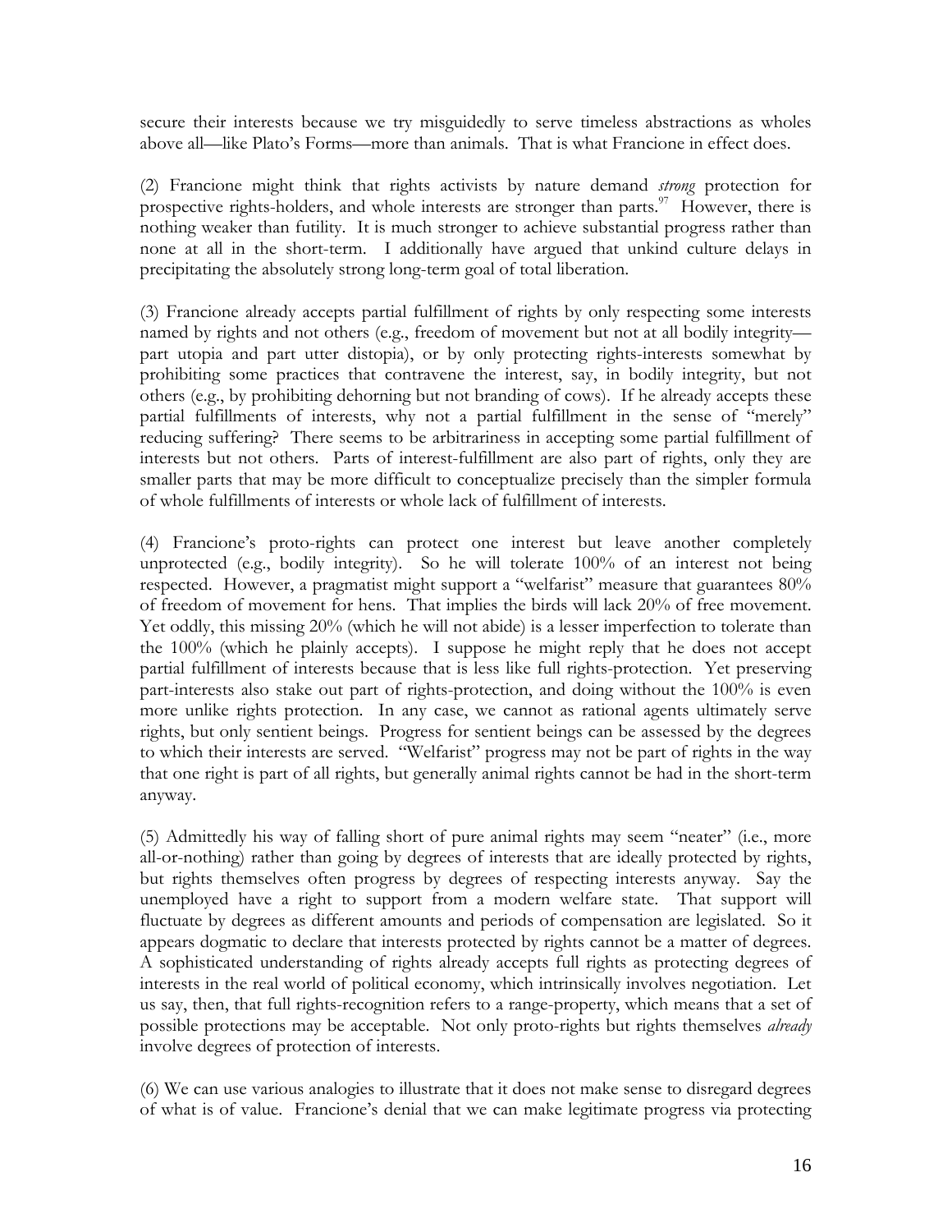secure their interests because we try misguidedly to serve timeless abstractions as wholes above all—like Plato's Forms—more than animals. That is what Francione in effect does.

(2) Francione might think that rights activists by nature demand *strong* protection for prospective rights-holders, and whole interests are stronger than parts.[97] However, there is nothing weaker than futility. It is much stronger to achieve substantial progress rather than none at all in the short-term. I additionally have argued that unkind culture delays in precipitating the absolutely strong long-term goal of total liberation.

(3) Francione already accepts partial fulfillment of rights by only respecting some interests named by rights and not others (e.g., freedom of movement but not at all bodily integrity—part utopia and part utter distopia), or by only protecting rights-interests somewhat by prohibiting some practices that contravene the interest, say, in bodily integrity, but not others (e.g., by prohibiting dehorning but not branding of cows). If he already accepts these partial fulfillments of interests, why not a partial fulfillment in the sense of "merely" reducing suffering? There seems to be arbitrariness in accepting some partial fulfillment of interests but not others. Parts of interest-fulfillment are also part of rights, only they are smaller parts that may be more difficult to conceptualize precisely than the simpler formula of whole fulfillments of interests or whole lack of fulfillment of interests.

(4) Francione's proto-rights can protect one interest but leave another completely unprotected (e.g., bodily integrity). So he will tolerate 100% of an interest not being respected. However, a pragmatist might support a "welfarist" measure that guarantees 80% of freedom of movement for hens. That implies the birds will lack 20% of free movement. Yet oddly, this missing 20% (which he will not abide) is a lesser imperfection to tolerate than the 100% (which he plainly accepts). I suppose he might reply that he does not accept partial fulfillment of interests because that is less like full rights-protection. Yet preserving part-interests also stake out part of rights-protection, and doing without the 100% is even more unlike rights protection. In any case, we cannot as rational agents ultimately serve rights, but only sentient beings. Progress for sentient beings can be assessed by the degrees to which their interests are served. "Welfarist" progress may not be part of rights in the way that one right is part of all rights, but generally animal rights cannot be had in the short-term anyway.

(5) Admittedly his way of falling short of pure animal rights may seem "neater" (i.e., more all-or-nothing) rather than going by degrees of interests that are ideally protected by rights, but rights themselves often progress by degrees of respecting interests anyway. Say the unemployed have a right to support from a modern welfare state. That support will fluctuate by degrees as different amounts and periods of compensation are legislated. So it appears dogmatic to declare that interests protected by rights cannot be a matter of degrees. A sophisticated understanding of rights already accepts full rights as protecting degrees of interests in the real world of political economy, which intrinsically involves negotiation. Let us say, then, that full rights-recognition refers to a range-property, which means that a set of possible protections may be acceptable. Not only proto-rights but rights themselves *already* involve degrees of protection of interests.

(6) We can use various analogies to illustrate that it does not make sense to disregard degrees of what is of value. Francione's denial that we can make legitimate progress via protecting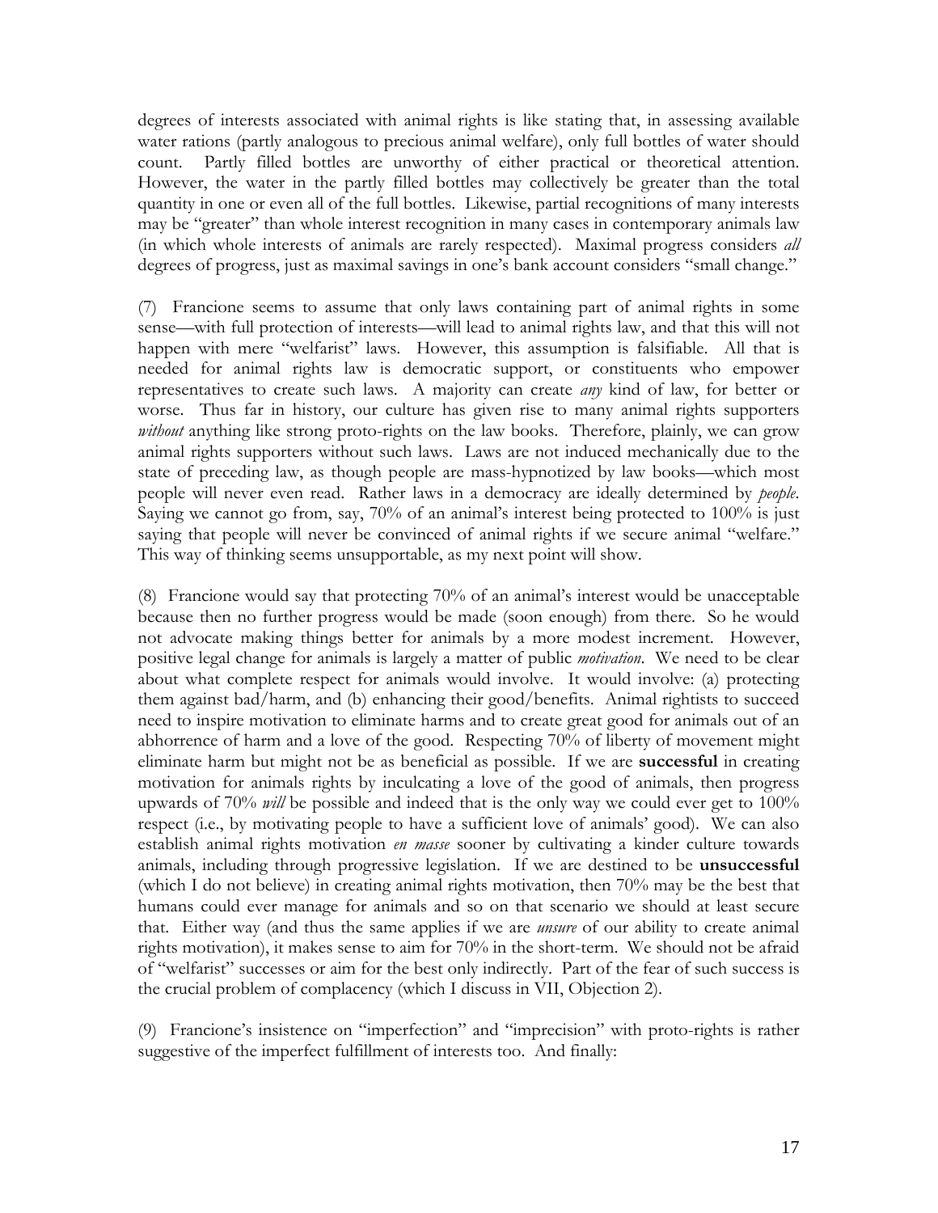degrees of interests associated with animal rights is like stating that, in assessing available water rations (partly analogous to precious animal welfare), only full bottles of water should count. Partly filled bottles are unworthy of either practical or theoretical attention. However, the water in the partly filled bottles may collectively be greater than the total quantity in one or even all of the full bottles. Likewise, partial recognitions of many interests may be "greater" than whole interest recognition in many cases in contemporary animals law (in which whole interests of animals are rarely respected). Maximal progress considers *all* degrees of progress, just as maximal savings in one's bank account considers "small change."

(7) Francione seems to assume that only laws containing part of animal rights in some sense—with full protection of interests—will lead to animal rights law, and that this will not happen with mere "welfarist" laws. However, this assumption is falsifiable. All that is needed for animal rights law is democratic support, or constituents who empower representatives to create such laws. A majority can create *any* kind of law, for better or worse. Thus far in history, our culture has given rise to many animal rights supporters *without* anything like strong proto-rights on the law books. Therefore, plainly, we can grow animal rights supporters without such laws. Laws are not induced mechanically due to the state of preceding law, as though people are mass-hypnotized by law books—which most people will never even read. Rather laws in a democracy are ideally determined by *people*. Saying we cannot go from, say, 70% of an animal's interest being protected to 100% is just saying that people will never be convinced of animal rights if we secure animal "welfare." This way of thinking seems unsupportable, as my next point will show.

(8) Francione would say that protecting 70% of an animal's interest would be unacceptable because then no further progress would be made (soon enough) from there. So he would not advocate making things better for animals by a more modest increment. However, positive legal change for animals is largely a matter of public *motivation*. We need to be clear about what complete respect for animals would involve. It would involve: (a) protecting them against bad/harm, and (b) enhancing their good/benefits. Animal rightists to succeed need to inspire motivation to eliminate harms and to create great good for animals out of an abhorrence of harm and a love of the good. Respecting 70% of liberty of movement might eliminate harm but might not be as beneficial as possible. If we are **successful** in creating motivation for animals rights by inculcating a love of the good of animals, then progress upwards of 70% *will* be possible and indeed that is the only way we could ever get to 100% respect (i.e., by motivating people to have a sufficient love of animals' good). We can also establish animal rights motivation *en masse* sooner by cultivating a kinder culture towards animals, including through progressive legislation. If we are destined to be **unsuccessful** (which I do not believe) in creating animal rights motivation, then 70% may be the best that humans could ever manage for animals and so on that scenario we should at least secure that. Either way (and thus the same applies if we are *unsure* of our ability to create animal rights motivation), it makes sense to aim for 70% in the short-term. We should not be afraid of "welfarist" successes or aim for the best only indirectly. Part of the fear of such success is the crucial problem of complacency (which I discuss in VII, Objection 2).

(9) Francione's insistence on "imperfection" and "imprecision" with proto-rights is rather suggestive of the imperfect fulfillment of interests too. And finally: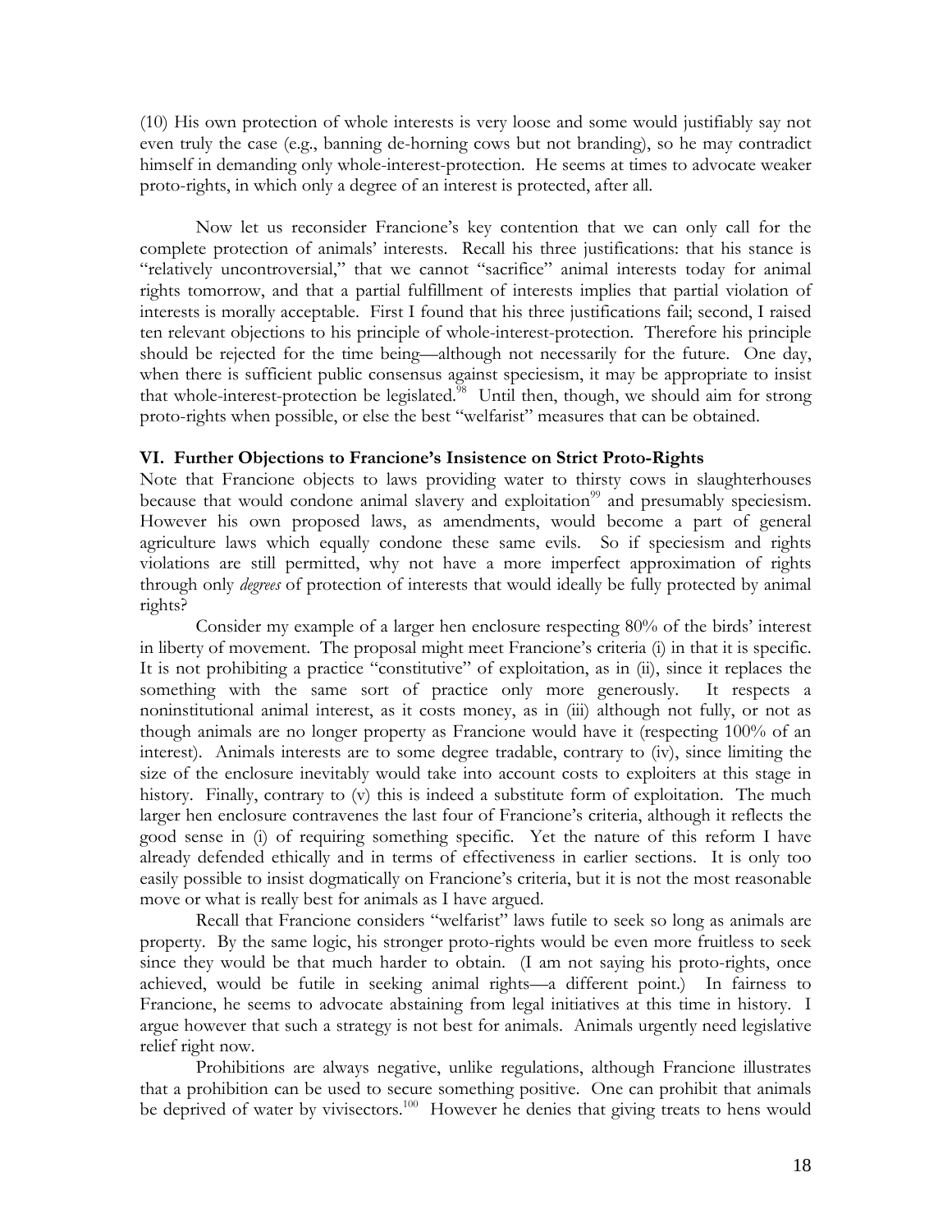(10) His own protection of whole interests is very loose and some would justifiably say not even truly the case (e.g., banning de-horning cows but not branding), so he may contradict himself in demanding only whole-interest-protection. He seems at times to advocate weaker proto-rights, in which only a degree of an interest is protected, after all.

Now let us reconsider Francione's key contention that we can only call for the complete protection of animals' interests. Recall his three justifications: that his stance is "relatively uncontroversial," that we cannot "sacrifice" animal interests today for animal rights tomorrow, and that a partial fulfillment of interests implies that partial violation of interests is morally acceptable. First I found that his three justifications fail; second, I raised ten relevant objections to his principle of whole-interest-protection. Therefore his principle should be rejected for the time being—although not necessarily for the future. One day, when there is sufficient public consensus against speciesism, it may be appropriate to insist that whole-interest-protection be legislated.[98] Until then, though, we should aim for strong proto-rights when possible, or else the best "welfarist" measures that can be obtained.

### VI. Further Objections to Francione's Insistence on Strict Proto-Rights

Note that Francione objects to laws providing water to thirsty cows in slaughterhouses because that would condone animal slavery and exploitation[99] and presumably speciesism. However his own proposed laws, as amendments, would become a part of general agriculture laws which equally condone these same evils. So if speciesism and rights violations are still permitted, why not have a more imperfect approximation of rights through only *degrees* of protection of interests that would ideally be fully protected by animal rights?

Consider my example of a larger hen enclosure respecting 80% of the birds' interest in liberty of movement. The proposal might meet Francione's criteria (i) in that it is specific. It is not prohibiting a practice "constitutive" of exploitation, as in (ii), since it replaces the something with the same sort of practice only more generously. It respects a noninstitutional animal interest, as it costs money, as in (iii) although not fully, or not as though animals are no longer property as Francione would have it (respecting 100% of an interest). Animals interests are to some degree tradable, contrary to (iv), since limiting the size of the enclosure inevitably would take into account costs to exploiters at this stage in history. Finally, contrary to (v) this is indeed a substitute form of exploitation. The much larger hen enclosure contravenes the last four of Francione's criteria, although it reflects the good sense in (i) of requiring something specific. Yet the nature of this reform I have already defended ethically and in terms of effectiveness in earlier sections. It is only too easily possible to insist dogmatically on Francione's criteria, but it is not the most reasonable move or what is really best for animals as I have argued.

Recall that Francione considers "welfarist" laws futile to seek so long as animals are property. By the same logic, his stronger proto-rights would be even more fruitless to seek since they would be that much harder to obtain. (I am not saying his proto-rights, once achieved, would be futile in seeking animal rights—a different point.) In fairness to Francione, he seems to advocate abstaining from legal initiatives at this time in history. I argue however that such a strategy is not best for animals. Animals urgently need legislative relief right now.

Prohibitions are always negative, unlike regulations, although Francione illustrates that a prohibition can be used to secure something positive. One can prohibit that animals be deprived of water by vivisectors.[100] However he denies that giving treats to hens would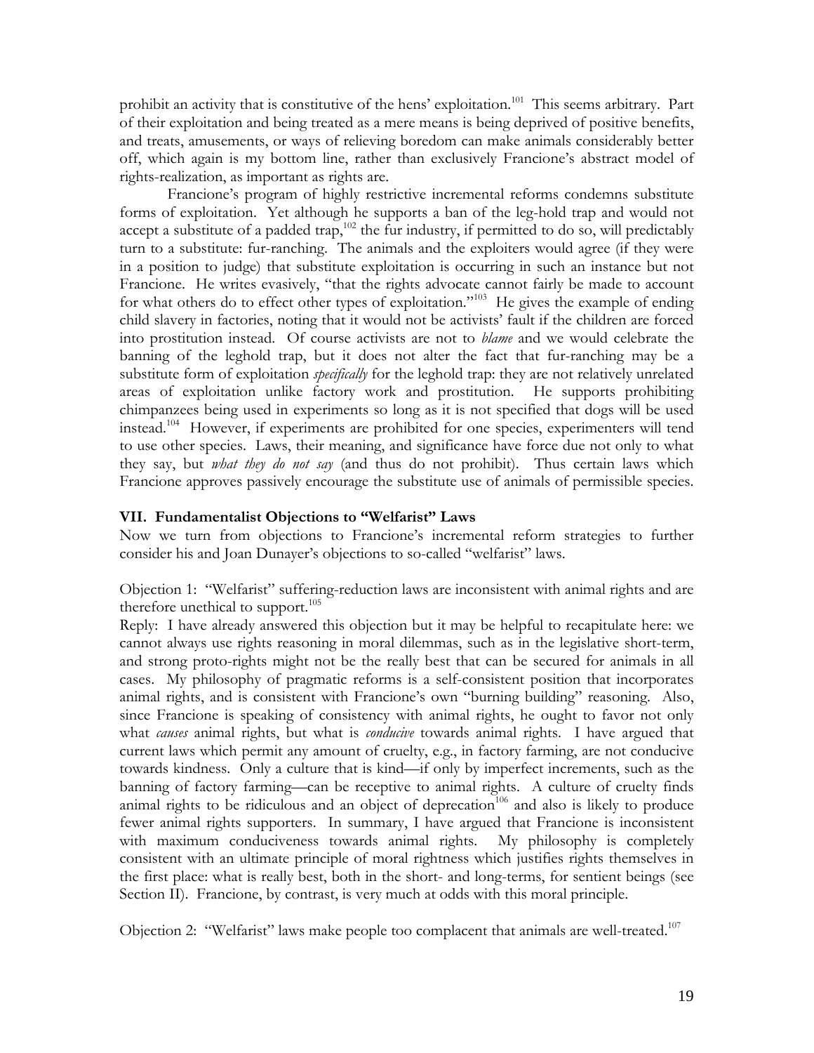prohibit an activity that is constitutive of the hens' exploitation.[101] This seems arbitrary. Part of their exploitation and being treated as a mere means is being deprived of positive benefits, and treats, amusements, or ways of relieving boredom can make animals considerably better off, which again is my bottom line, rather than exclusively Francione's abstract model of rights-realization, as important as rights are.

Francione's program of highly restrictive incremental reforms condemns substitute forms of exploitation. Yet although he supports a ban of the leg-hold trap and would not accept a substitute of a padded trap,[102] the fur industry, if permitted to do so, will predictably turn to a substitute: fur-ranching. The animals and the exploiters would agree (if they were in a position to judge) that substitute exploitation is occurring in such an instance but not Francione. He writes evasively, "that the rights advocate cannot fairly be made to account for what others do to effect other types of exploitation."[103] He gives the example of ending child slavery in factories, noting that it would not be activists' fault if the children are forced into prostitution instead. Of course activists are not to *blame* and we would celebrate the banning of the leghold trap, but it does not alter the fact that fur-ranching may be a substitute form of exploitation *specifically* for the leghold trap: they are not relatively unrelated areas of exploitation unlike factory work and prostitution. He supports prohibiting chimpanzees being used in experiments so long as it is not specified that dogs will be used instead.[104] However, if experiments are prohibited for one species, experimenters will tend to use other species. Laws, their meaning, and significance have force due not only to what they say, but *what they do not say* (and thus do not prohibit). Thus certain laws which Francione approves passively encourage the substitute use of animals of permissible species.

### VII. Fundamentalist Objections to "Welfarist" Laws

Now we turn from objections to Francione's incremental reform strategies to further consider his and Joan Dunayer's objections to so-called "welfarist" laws.

Objection 1: "Welfarist" suffering-reduction laws are inconsistent with animal rights and are therefore unethical to support.[105]

Reply: I have already answered this objection but it may be helpful to recapitulate here: we cannot always use rights reasoning in moral dilemmas, such as in the legislative short-term, and strong proto-rights might not be the really best that can be secured for animals in all cases. My philosophy of pragmatic reforms is a self-consistent position that incorporates animal rights, and is consistent with Francione's own "burning building" reasoning. Also, since Francione is speaking of consistency with animal rights, he ought to favor not only what *causes* animal rights, but what is *conducive* towards animal rights. I have argued that current laws which permit any amount of cruelty, e.g., in factory farming, are not conducive towards kindness. Only a culture that is kind—if only by imperfect increments, such as the banning of factory farming—can be receptive to animal rights. A culture of cruelty finds animal rights to be ridiculous and an object of deprecation[106] and also is likely to produce fewer animal rights supporters. In summary, I have argued that Francione is inconsistent with maximum conduciveness towards animal rights. My philosophy is completely consistent with an ultimate principle of moral rightness which justifies rights themselves in the first place: what is really best, both in the short- and long-terms, for sentient beings (see Section II). Francione, by contrast, is very much at odds with this moral principle.

Objection 2: "Welfarist" laws make people too complacent that animals are well-treated.[107]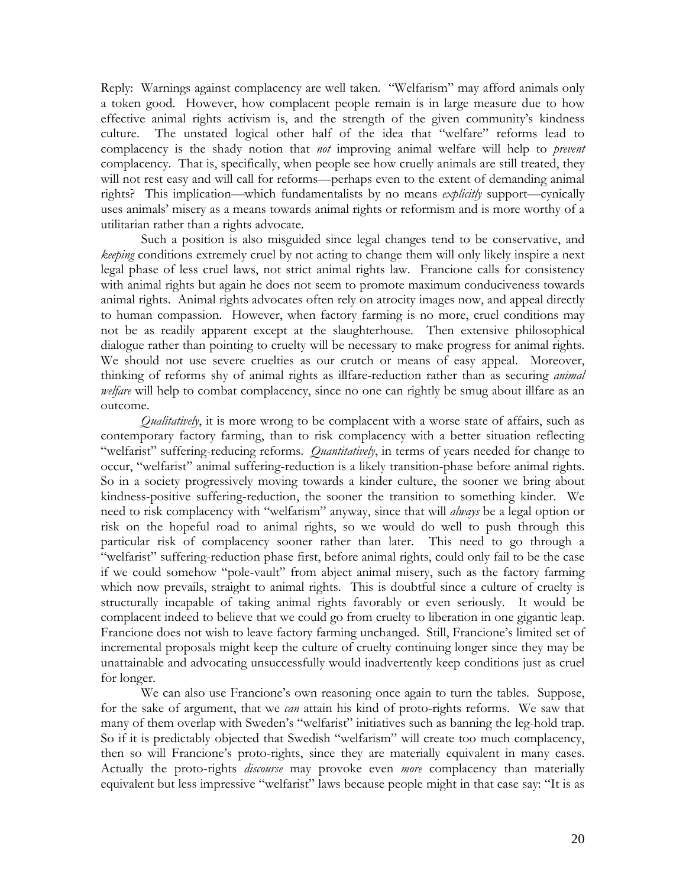Reply: Warnings against complacency are well taken. "Welfarism" may afford animals only a token good. However, how complacent people remain is in large measure due to how effective animal rights activism is, and the strength of the given community's kindness culture. The unstated logical other half of the idea that "welfare" reforms lead to complacency is the shady notion that *not* improving animal welfare will help to *prevent* complacency. That is, specifically, when people see how cruelly animals are still treated, they will not rest easy and will call for reforms—perhaps even to the extent of demanding animal rights? This implication—which fundamentalists by no means *explicitly* support—cynically uses animals' misery as a means towards animal rights or reformism and is more worthy of a utilitarian rather than a rights advocate.

Such a position is also misguided since legal changes tend to be conservative, and *keeping* conditions extremely cruel by not acting to change them will only likely inspire a next legal phase of less cruel laws, not strict animal rights law. Francione calls for consistency with animal rights but again he does not seem to promote maximum conduciveness towards animal rights. Animal rights advocates often rely on atrocity images now, and appeal directly to human compassion. However, when factory farming is no more, cruel conditions may not be as readily apparent except at the slaughterhouse. Then extensive philosophical dialogue rather than pointing to cruelty will be necessary to make progress for animal rights. We should not use severe cruelties as our crutch or means of easy appeal. Moreover, thinking of reforms shy of animal rights as illfare-reduction rather than as securing *animal welfare* will help to combat complacency, since no one can rightly be smug about illfare as an outcome.

*Qualitatively*, it is more wrong to be complacent with a worse state of affairs, such as contemporary factory farming, than to risk complacency with a better situation reflecting "welfarist" suffering-reducing reforms. *Quantitatively*, in terms of years needed for change to occur, "welfarist" animal suffering-reduction is a likely transition-phase before animal rights. So in a society progressively moving towards a kinder culture, the sooner we bring about kindness-positive suffering-reduction, the sooner the transition to something kinder. We need to risk complacency with "welfarism" anyway, since that will *always* be a legal option or risk on the hopeful road to animal rights, so we would do well to push through this particular risk of complacency sooner rather than later. This need to go through a "welfarist" suffering-reduction phase first, before animal rights, could only fail to be the case if we could somehow "pole-vault" from abject animal misery, such as the factory farming which now prevails, straight to animal rights. This is doubtful since a culture of cruelty is structurally incapable of taking animal rights favorably or even seriously. It would be complacent indeed to believe that we could go from cruelty to liberation in one gigantic leap. Francione does not wish to leave factory farming unchanged. Still, Francione's limited set of incremental proposals might keep the culture of cruelty continuing longer since they may be unattainable and advocating unsuccessfully would inadvertently keep conditions just as cruel for longer.

We can also use Francione's own reasoning once again to turn the tables. Suppose, for the sake of argument, that we *can* attain his kind of proto-rights reforms. We saw that many of them overlap with Sweden's "welfarist" initiatives such as banning the leg-hold trap. So if it is predictably objected that Swedish "welfarism" will create too much complacency, then so will Francione's proto-rights, since they are materially equivalent in many cases. Actually the proto-rights *discourse* may provoke even *more* complacency than materially equivalent but less impressive "welfarist" laws because people might in that case say: "It is as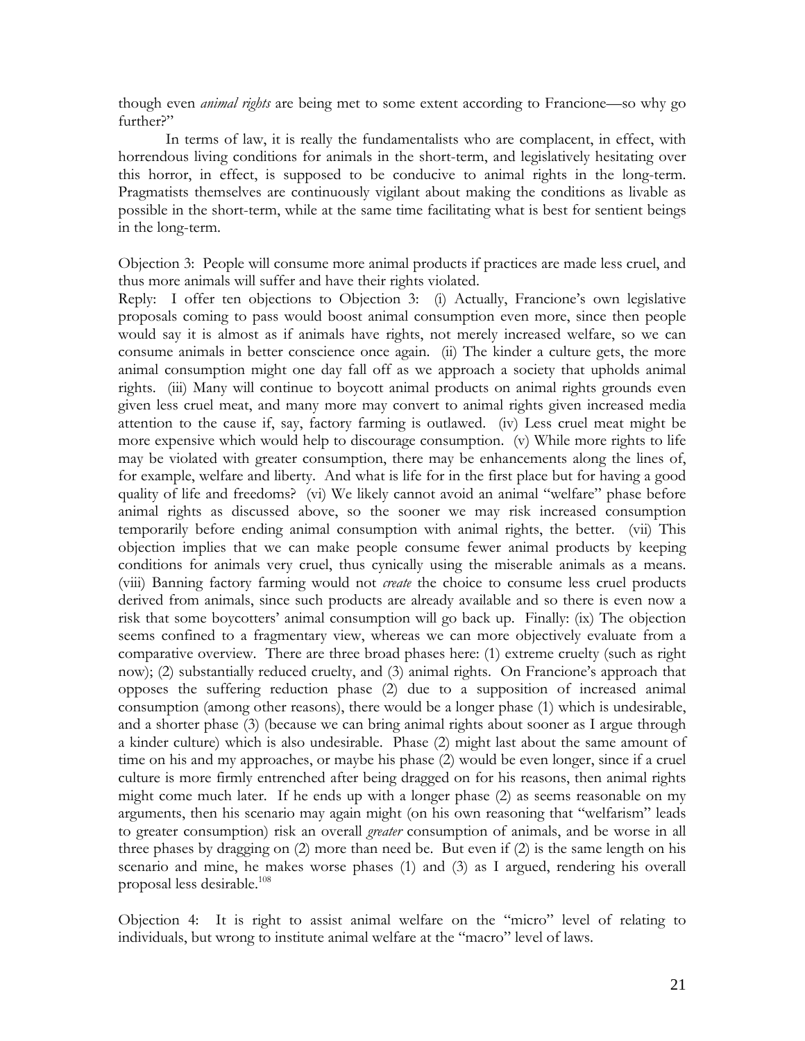though even *animal rights* are being met to some extent according to Francione—so why go further?"

In terms of law, it is really the fundamentalists who are complacent, in effect, with horrendous living conditions for animals in the short-term, and legislatively hesitating over this horror, in effect, is supposed to be conducive to animal rights in the long-term. Pragmatists themselves are continuously vigilant about making the conditions as livable as possible in the short-term, while at the same time facilitating what is best for sentient beings in the long-term.

Objection 3: People will consume more animal products if practices are made less cruel, and thus more animals will suffer and have their rights violated.

Reply: I offer ten objections to Objection 3: (i) Actually, Francione's own legislative proposals coming to pass would boost animal consumption even more, since then people would say it is almost as if animals have rights, not merely increased welfare, so we can consume animals in better conscience once again. (ii) The kinder a culture gets, the more animal consumption might one day fall off as we approach a society that upholds animal rights. (iii) Many will continue to boycott animal products on animal rights grounds even given less cruel meat, and many more may convert to animal rights given increased media attention to the cause if, say, factory farming is outlawed. (iv) Less cruel meat might be more expensive which would help to discourage consumption. (v) While more rights to life may be violated with greater consumption, there may be enhancements along the lines of, for example, welfare and liberty. And what is life for in the first place but for having a good quality of life and freedoms? (vi) We likely cannot avoid an animal "welfare" phase before animal rights as discussed above, so the sooner we may risk increased consumption temporarily before ending animal consumption with animal rights, the better. (vii) This objection implies that we can make people consume fewer animal products by keeping conditions for animals very cruel, thus cynically using the miserable animals as a means. (viii) Banning factory farming would not *create* the choice to consume less cruel products derived from animals, since such products are already available and so there is even now a risk that some boycotters' animal consumption will go back up. Finally: (ix) The objection seems confined to a fragmentary view, whereas we can more objectively evaluate from a comparative overview. There are three broad phases here: (1) extreme cruelty (such as right now); (2) substantially reduced cruelty, and (3) animal rights. On Francione's approach that opposes the suffering reduction phase (2) due to a supposition of increased animal consumption (among other reasons), there would be a longer phase (1) which is undesirable, and a shorter phase (3) (because we can bring animal rights about sooner as I argue through a kinder culture) which is also undesirable. Phase (2) might last about the same amount of time on his and my approaches, or maybe his phase (2) would be even longer, since if a cruel culture is more firmly entrenched after being dragged on for his reasons, then animal rights might come much later. If he ends up with a longer phase (2) as seems reasonable on my arguments, then his scenario may again might (on his own reasoning that "welfarism" leads to greater consumption) risk an overall *greater* consumption of animals, and be worse in all three phases by dragging on (2) more than need be. But even if (2) is the same length on his scenario and mine, he makes worse phases (1) and (3) as I argued, rendering his overall proposal less desirable.[108]

Objection 4: It is right to assist animal welfare on the "micro" level of relating to individuals, but wrong to institute animal welfare at the "macro" level of laws.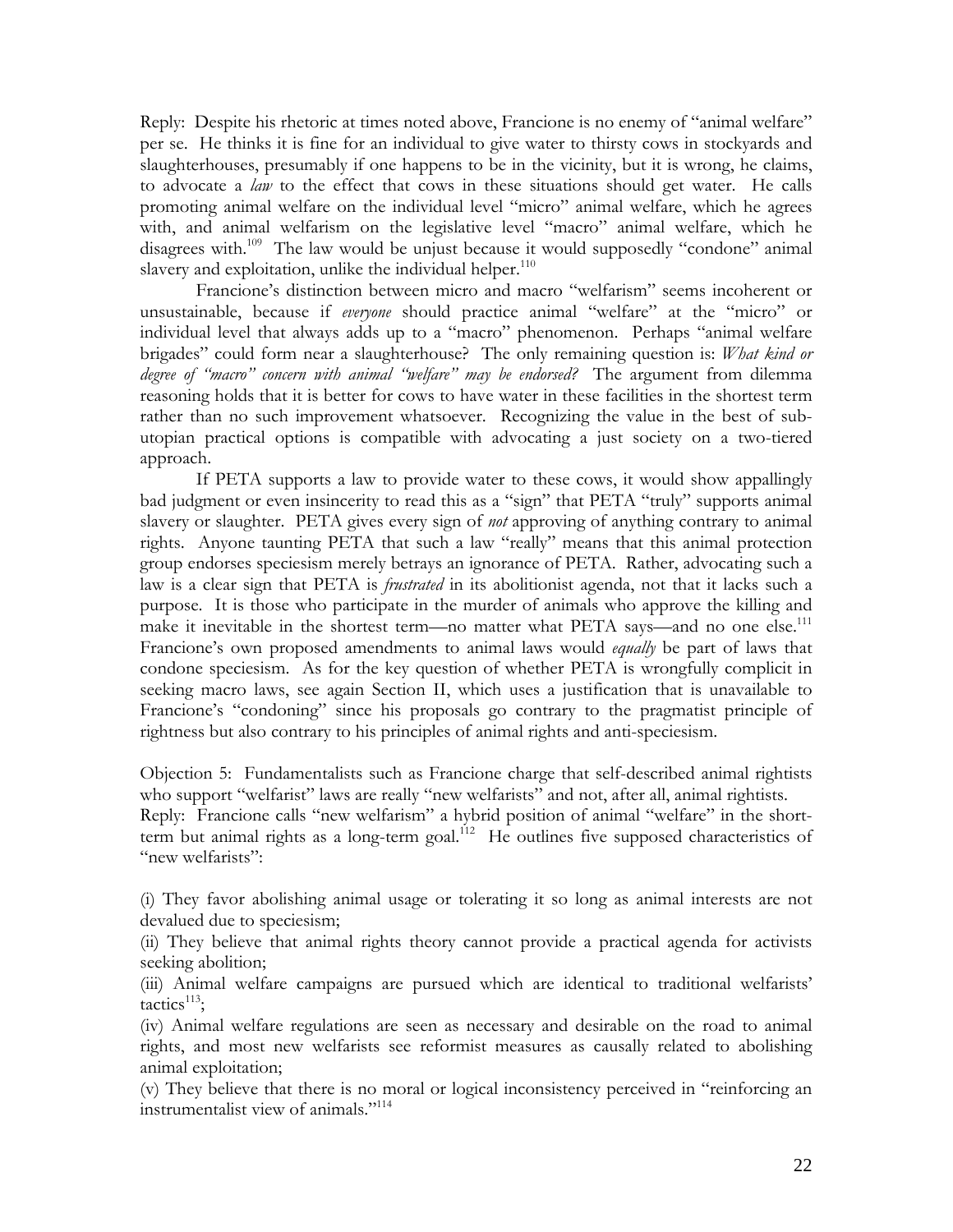Reply: Despite his rhetoric at times noted above, Francione is no enemy of "animal welfare" per se. He thinks it is fine for an individual to give water to thirsty cows in stockyards and slaughterhouses, presumably if one happens to be in the vicinity, but it is wrong, he claims, to advocate a *law* to the effect that cows in these situations should get water. He calls promoting animal welfare on the individual level "micro" animal welfare, which he agrees with, and animal welfarism on the legislative level "macro" animal welfare, which he disagrees with.[109] The law would be unjust because it would supposedly "condone" animal slavery and exploitation, unlike the individual helper.[110]

Francione's distinction between micro and macro "welfarism" seems incoherent or unsustainable, because if *everyone* should practice animal "welfare" at the "micro" or individual level that always adds up to a "macro" phenomenon. Perhaps "animal welfare brigades" could form near a slaughterhouse? The only remaining question is: *What kind or degree of "macro" concern with animal "welfare" may be endorsed?* The argument from dilemma reasoning holds that it is better for cows to have water in these facilities in the shortest term rather than no such improvement whatsoever. Recognizing the value in the best of sub-utopian practical options is compatible with advocating a just society on a two-tiered approach.

If PETA supports a law to provide water to these cows, it would show appallingly bad judgment or even insincerity to read this as a "sign" that PETA "truly" supports animal slavery or slaughter. PETA gives every sign of *not* approving of anything contrary to animal rights. Anyone taunting PETA that such a law "really" means that this animal protection group endorses speciesism merely betrays an ignorance of PETA. Rather, advocating such a law is a clear sign that PETA is *frustrated* in its abolitionist agenda, not that it lacks such a purpose. It is those who participate in the murder of animals who approve the killing and make it inevitable in the shortest term—no matter what PETA says—and no one else.[111] Francione's own proposed amendments to animal laws would *equally* be part of laws that condone speciesism. As for the key question of whether PETA is wrongfully complicit in seeking macro laws, see again Section II, which uses a justification that is unavailable to Francione's "condoning" since his proposals go contrary to the pragmatist principle of rightness but also contrary to his principles of animal rights and anti-speciesism.

Objection 5: Fundamentalists such as Francione charge that self-described animal rightists who support "welfarist" laws are really "new welfarists" and not, after all, animal rightists.

Reply: Francione calls "new welfarism" a hybrid position of animal "welfare" in the short-term but animal rights as a long-term goal.[112] He outlines five supposed characteristics of "new welfarists":

(i) They favor abolishing animal usage or tolerating it so long as animal interests are not devalued due to speciesism;

(ii) They believe that animal rights theory cannot provide a practical agenda for activists seeking abolition;

(iii) Animal welfare campaigns are pursued which are identical to traditional welfarists' tactics[113];

(iv) Animal welfare regulations are seen as necessary and desirable on the road to animal rights, and most new welfarists see reformist measures as causally related to abolishing animal exploitation;

(v) They believe that there is no moral or logical inconsistency perceived in "reinforcing an instrumentalist view of animals."[114]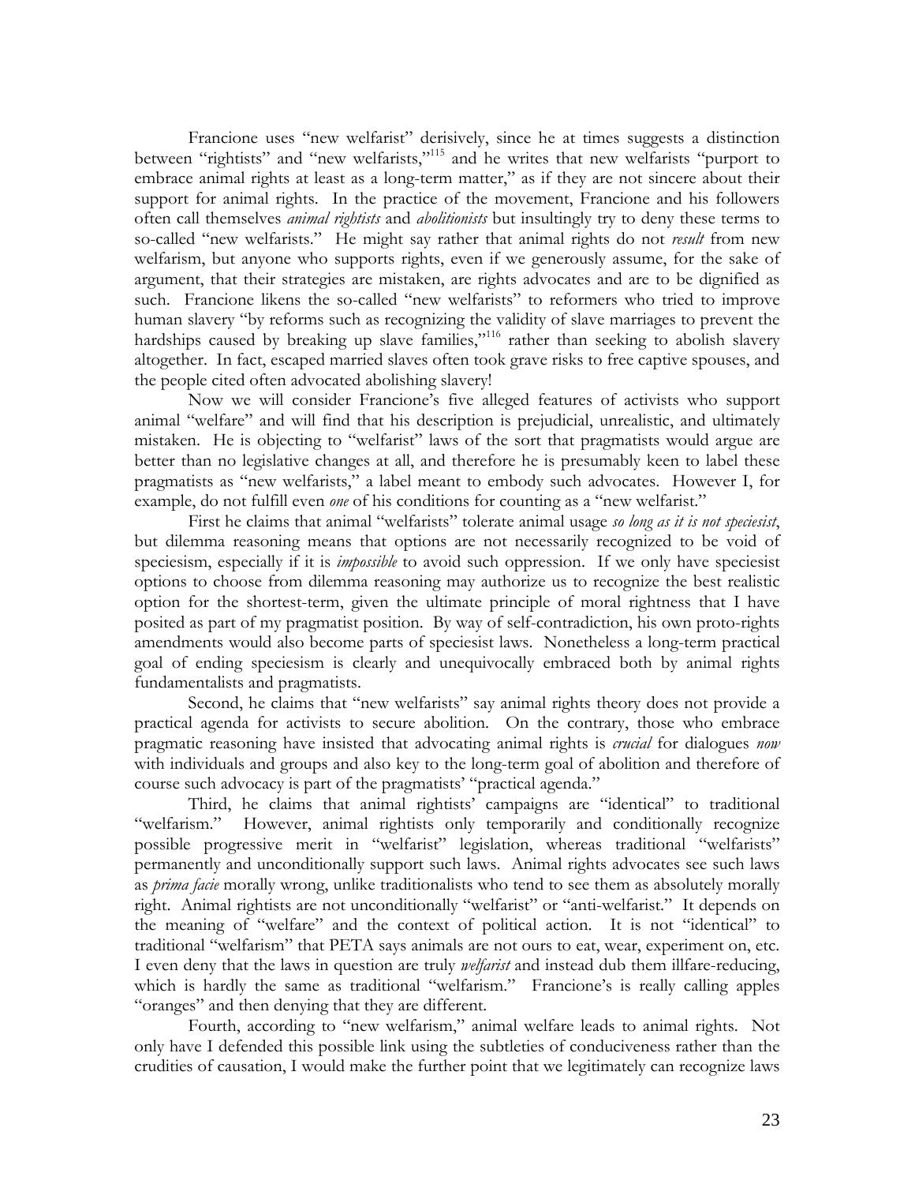Francione uses "new welfarist" derisively, since he at times suggests a distinction between "rightists" and "new welfarists,"[115] and he writes that new welfarists "purport to embrace animal rights at least as a long-term matter," as if they are not sincere about their support for animal rights. In the practice of the movement, Francione and his followers often call themselves *animal rightists* and *abolitionists* but insultingly try to deny these terms to so-called "new welfarists." He might say rather that animal rights do not *result* from new welfarism, but anyone who supports rights, even if we generously assume, for the sake of argument, that their strategies are mistaken, are rights advocates and are to be dignified as such. Francione likens the so-called "new welfarists" to reformers who tried to improve human slavery "by reforms such as recognizing the validity of slave marriages to prevent the hardships caused by breaking up slave families,"[116] rather than seeking to abolish slavery altogether. In fact, escaped married slaves often took grave risks to free captive spouses, and the people cited often advocated abolishing slavery!

Now we will consider Francione's five alleged features of activists who support animal "welfare" and will find that his description is prejudicial, unrealistic, and ultimately mistaken. He is objecting to "welfarist" laws of the sort that pragmatists would argue are better than no legislative changes at all, and therefore he is presumably keen to label these pragmatists as "new welfarists," a label meant to embody such advocates. However I, for example, do not fulfill even *one* of his conditions for counting as a "new welfarist."

First he claims that animal "welfarists" tolerate animal usage *so long as it is not speciesist*, but dilemma reasoning means that options are not necessarily recognized to be void of speciesism, especially if it is *impossible* to avoid such oppression. If we only have speciesist options to choose from dilemma reasoning may authorize us to recognize the best realistic option for the shortest-term, given the ultimate principle of moral rightness that I have posited as part of my pragmatist position. By way of self-contradiction, his own proto-rights amendments would also become parts of speciesist laws. Nonetheless a long-term practical goal of ending speciesism is clearly and unequivocally embraced both by animal rights fundamentalists and pragmatists.

Second, he claims that "new welfarists" say animal rights theory does not provide a practical agenda for activists to secure abolition. On the contrary, those who embrace pragmatic reasoning have insisted that advocating animal rights is *crucial* for dialogues *now* with individuals and groups and also key to the long-term goal of abolition and therefore of course such advocacy is part of the pragmatists' "practical agenda."

Third, he claims that animal rightists' campaigns are "identical" to traditional "welfarism." However, animal rightists only temporarily and conditionally recognize possible progressive merit in "welfarist" legislation, whereas traditional "welfarists" permanently and unconditionally support such laws. Animal rights advocates see such laws as *prima facie* morally wrong, unlike traditionalists who tend to see them as absolutely morally right. Animal rightists are not unconditionally "welfarist" or "anti-welfarist." It depends on the meaning of "welfare" and the context of political action. It is not "identical" to traditional "welfarism" that PETA says animals are not ours to eat, wear, experiment on, etc. I even deny that the laws in question are truly *welfarist* and instead dub them illfare-reducing, which is hardly the same as traditional "welfarism." Francione's is really calling apples "oranges" and then denying that they are different.

Fourth, according to "new welfarism," animal welfare leads to animal rights. Not only have I defended this possible link using the subtleties of conduciveness rather than the crudities of causation, I would make the further point that we legitimately can recognize laws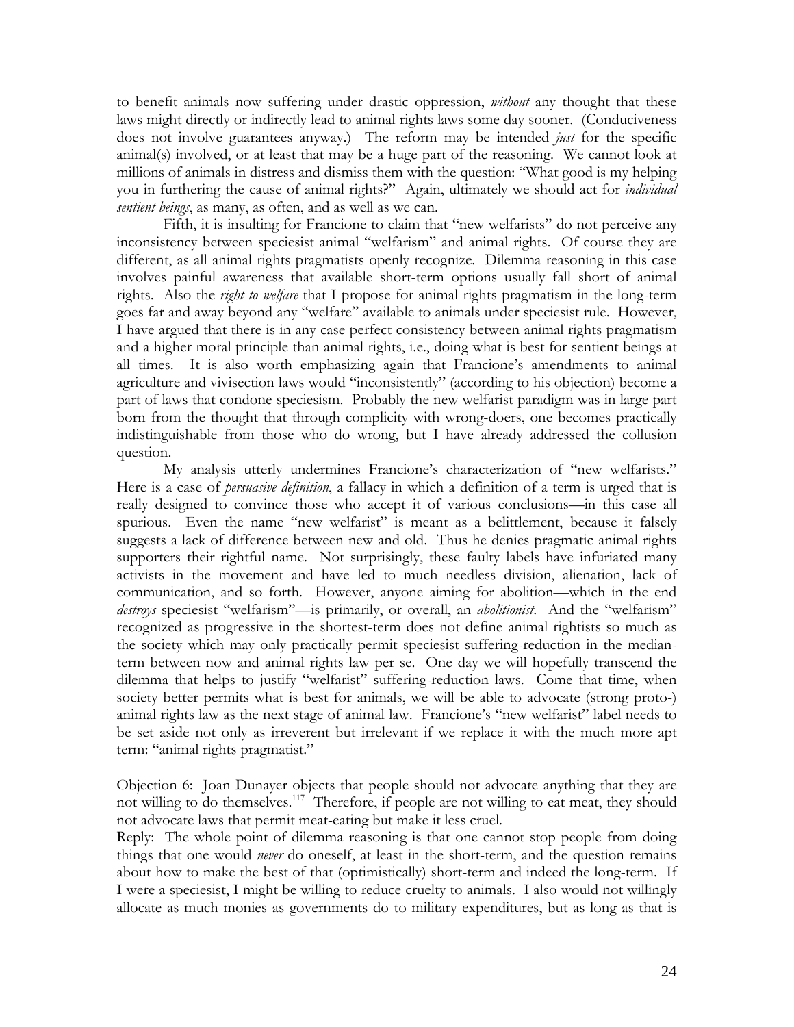to benefit animals now suffering under drastic oppression, *without* any thought that these laws might directly or indirectly lead to animal rights laws some day sooner. (Conduciveness does not involve guarantees anyway.) The reform may be intended *just* for the specific animal(s) involved, or at least that may be a huge part of the reasoning. We cannot look at millions of animals in distress and dismiss them with the question: "What good is my helping you in furthering the cause of animal rights?" Again, ultimately we should act for *individual sentient beings*, as many, as often, and as well as we can.

Fifth, it is insulting for Francione to claim that "new welfarists" do not perceive any inconsistency between speciesist animal "welfarism" and animal rights. Of course they are different, as all animal rights pragmatists openly recognize. Dilemma reasoning in this case involves painful awareness that available short-term options usually fall short of animal rights. Also the *right to welfare* that I propose for animal rights pragmatism in the long-term goes far and away beyond any "welfare" available to animals under speciesist rule. However, I have argued that there is in any case perfect consistency between animal rights pragmatism and a higher moral principle than animal rights, i.e., doing what is best for sentient beings at all times. It is also worth emphasizing again that Francione's amendments to animal agriculture and vivisection laws would "inconsistently" (according to his objection) become a part of laws that condone speciesism. Probably the new welfarist paradigm was in large part born from the thought that through complicity with wrong-doers, one becomes practically indistinguishable from those who do wrong, but I have already addressed the collusion question.

My analysis utterly undermines Francione's characterization of "new welfarists." Here is a case of *persuasive definition*, a fallacy in which a definition of a term is urged that is really designed to convince those who accept it of various conclusions—in this case all spurious. Even the name "new welfarist" is meant as a belittlement, because it falsely suggests a lack of difference between new and old. Thus he denies pragmatic animal rights supporters their rightful name. Not surprisingly, these faulty labels have infuriated many activists in the movement and have led to much needless division, alienation, lack of communication, and so forth. However, anyone aiming for abolition—which in the end *destroys* speciesist "welfarism"—is primarily, or overall, an *abolitionist*. And the "welfarism" recognized as progressive in the shortest-term does not define animal rightists so much as the society which may only practically permit speciesist suffering-reduction in the median-term between now and animal rights law per se. One day we will hopefully transcend the dilemma that helps to justify "welfarist" suffering-reduction laws. Come that time, when society better permits what is best for animals, we will be able to advocate (strong proto-) animal rights law as the next stage of animal law. Francione's "new welfarist" label needs to be set aside not only as irreverent but irrelevant if we replace it with the much more apt term: "animal rights pragmatist."

Objection 6: Joan Dunayer objects that people should not advocate anything that they are not willing to do themselves.[117] Therefore, if people are not willing to eat meat, they should not advocate laws that permit meat-eating but make it less cruel.

Reply: The whole point of dilemma reasoning is that one cannot stop people from doing things that one would *never* do oneself, at least in the short-term, and the question remains about how to make the best of that (optimistically) short-term and indeed the long-term. If I were a speciesist, I might be willing to reduce cruelty to animals. I also would not willingly allocate as much monies as governments do to military expenditures, but as long as that is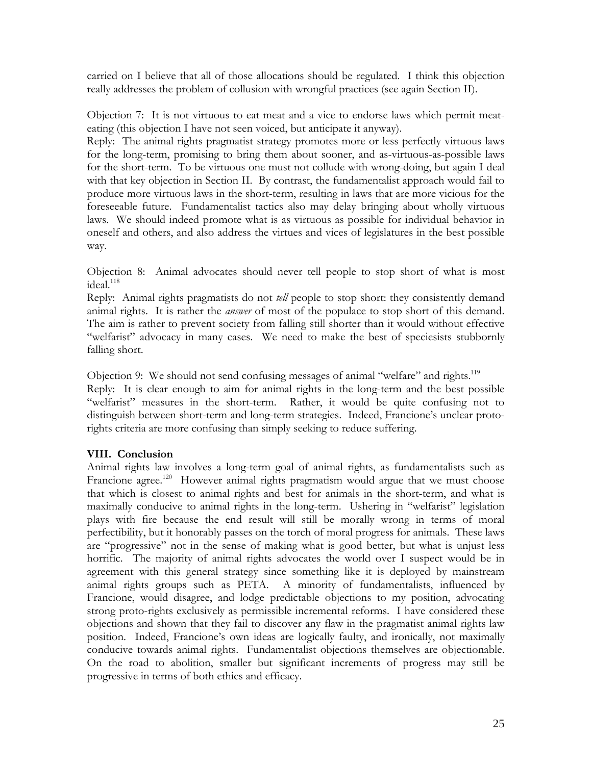carried on I believe that all of those allocations should be regulated. I think this objection really addresses the problem of collusion with wrongful practices (see again Section II).

Objection 7: It is not virtuous to eat meat and a vice to endorse laws which permit meat-eating (this objection I have not seen voiced, but anticipate it anyway).
Reply: The animal rights pragmatist strategy promotes more or less perfectly virtuous laws for the long-term, promising to bring them about sooner, and as-virtuous-as-possible laws for the short-term. To be virtuous one must not collude with wrong-doing, but again I deal with that key objection in Section II. By contrast, the fundamentalist approach would fail to produce more virtuous laws in the short-term, resulting in laws that are more vicious for the foreseeable future. Fundamentalist tactics also may delay bringing about wholly virtuous laws. We should indeed promote what is as virtuous as possible for individual behavior in oneself and others, and also address the virtues and vices of legislatures in the best possible way.

Objection 8: Animal advocates should never tell people to stop short of what is most ideal.[118]
Reply: Animal rights pragmatists do not *tell* people to stop short: they consistently demand animal rights. It is rather the *answer* of most of the populace to stop short of this demand. The aim is rather to prevent society from falling still shorter than it would without effective "welfarist" advocacy in many cases. We need to make the best of speciesists stubbornly falling short.

Objection 9: We should not send confusing messages of animal "welfare" and rights.[119]
Reply: It is clear enough to aim for animal rights in the long-term and the best possible "welfarist" measures in the short-term. Rather, it would be quite confusing not to distinguish between short-term and long-term strategies. Indeed, Francione's unclear proto-rights criteria are more confusing than simply seeking to reduce suffering.

## VIII. Conclusion

Animal rights law involves a long-term goal of animal rights, as fundamentalists such as Francione agree.[120] However animal rights pragmatism would argue that we must choose that which is closest to animal rights and best for animals in the short-term, and what is maximally conducive to animal rights in the long-term. Ushering in "welfarist" legislation plays with fire because the end result will still be morally wrong in terms of moral perfectibility, but it honorably passes on the torch of moral progress for animals. These laws are "progressive" not in the sense of making what is good better, but what is unjust less horrific. The majority of animal rights advocates the world over I suspect would be in agreement with this general strategy since something like it is deployed by mainstream animal rights groups such as PETA. A minority of fundamentalists, influenced by Francione, would disagree, and lodge predictable objections to my position, advocating strong proto-rights exclusively as permissible incremental reforms. I have considered these objections and shown that they fail to discover any flaw in the pragmatist animal rights law position. Indeed, Francione's own ideas are logically faulty, and ironically, not maximally conducive towards animal rights. Fundamentalist objections themselves are objectionable. On the road to abolition, smaller but significant increments of progress may still be progressive in terms of both ethics and efficacy.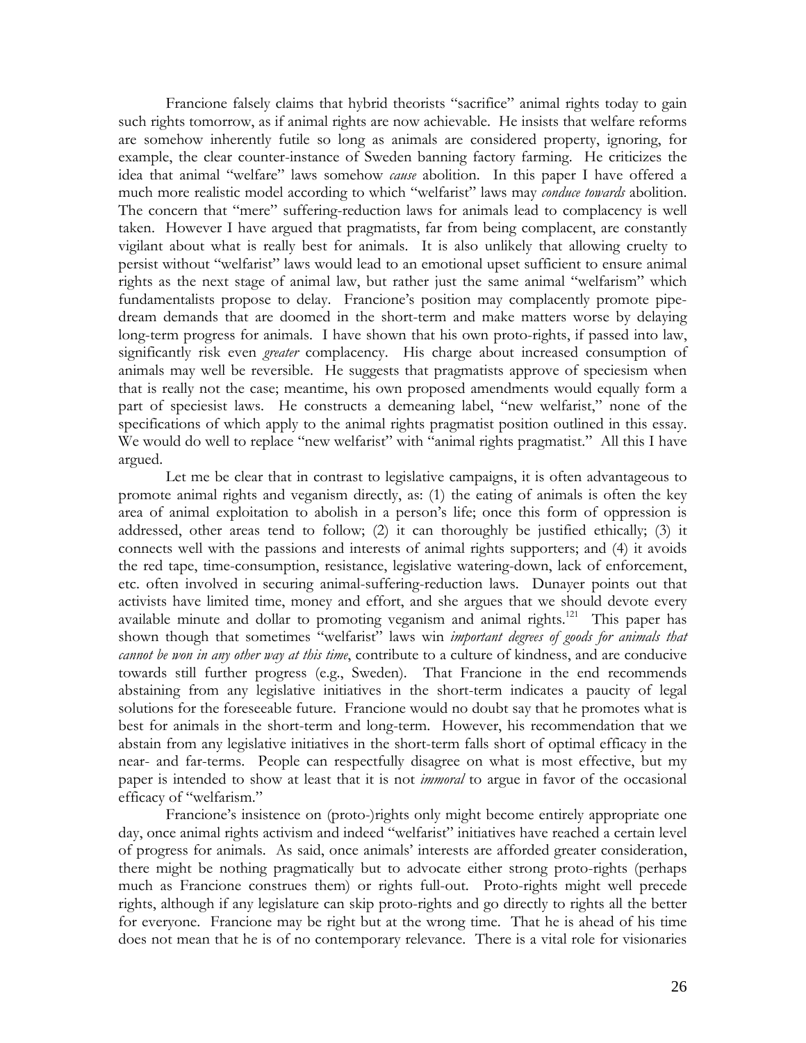Francione falsely claims that hybrid theorists "sacrifice" animal rights today to gain such rights tomorrow, as if animal rights are now achievable. He insists that welfare reforms are somehow inherently futile so long as animals are considered property, ignoring, for example, the clear counter-instance of Sweden banning factory farming. He criticizes the idea that animal "welfare" laws somehow *cause* abolition. In this paper I have offered a much more realistic model according to which "welfarist" laws may *conduce towards* abolition. The concern that "mere" suffering-reduction laws for animals lead to complacency is well taken. However I have argued that pragmatists, far from being complacent, are constantly vigilant about what is really best for animals. It is also unlikely that allowing cruelty to persist without "welfarist" laws would lead to an emotional upset sufficient to ensure animal rights as the next stage of animal law, but rather just the same animal "welfarism" which fundamentalists propose to delay. Francione's position may complacently promote pipe-dream demands that are doomed in the short-term and make matters worse by delaying long-term progress for animals. I have shown that his own proto-rights, if passed into law, significantly risk even *greater* complacency. His charge about increased consumption of animals may well be reversible. He suggests that pragmatists approve of speciesism when that is really not the case; meantime, his own proposed amendments would equally form a part of speciesist laws. He constructs a demeaning label, "new welfarist," none of the specifications of which apply to the animal rights pragmatist position outlined in this essay. We would do well to replace "new welfarist" with "animal rights pragmatist." All this I have argued.

Let me be clear that in contrast to legislative campaigns, it is often advantageous to promote animal rights and veganism directly, as: (1) the eating of animals is often the key area of animal exploitation to abolish in a person's life; once this form of oppression is addressed, other areas tend to follow; (2) it can thoroughly be justified ethically; (3) it connects well with the passions and interests of animal rights supporters; and (4) it avoids the red tape, time-consumption, resistance, legislative watering-down, lack of enforcement, etc. often involved in securing animal-suffering-reduction laws. Dunayer points out that activists have limited time, money and effort, and she argues that we should devote every available minute and dollar to promoting veganism and animal rights.[121] This paper has shown though that sometimes "welfarist" laws win *important degrees of goods for animals that cannot be won in any other way at this time*, contribute to a culture of kindness, and are conducive towards still further progress (e.g., Sweden). That Francione in the end recommends abstaining from any legislative initiatives in the short-term indicates a paucity of legal solutions for the foreseeable future. Francione would no doubt say that he promotes what is best for animals in the short-term and long-term. However, his recommendation that we abstain from any legislative initiatives in the short-term falls short of optimal efficacy in the near- and far-terms. People can respectfully disagree on what is most effective, but my paper is intended to show at least that it is not *immoral* to argue in favor of the occasional efficacy of "welfarism."

Francione's insistence on (proto-)rights only might become entirely appropriate one day, once animal rights activism and indeed "welfarist" initiatives have reached a certain level of progress for animals. As said, once animals' interests are afforded greater consideration, there might be nothing pragmatically but to advocate either strong proto-rights (perhaps much as Francione construes them) or rights full-out. Proto-rights might well precede rights, although if any legislature can skip proto-rights and go directly to rights all the better for everyone. Francione may be right but at the wrong time. That he is ahead of his time does not mean that he is of no contemporary relevance. There is a vital role for visionaries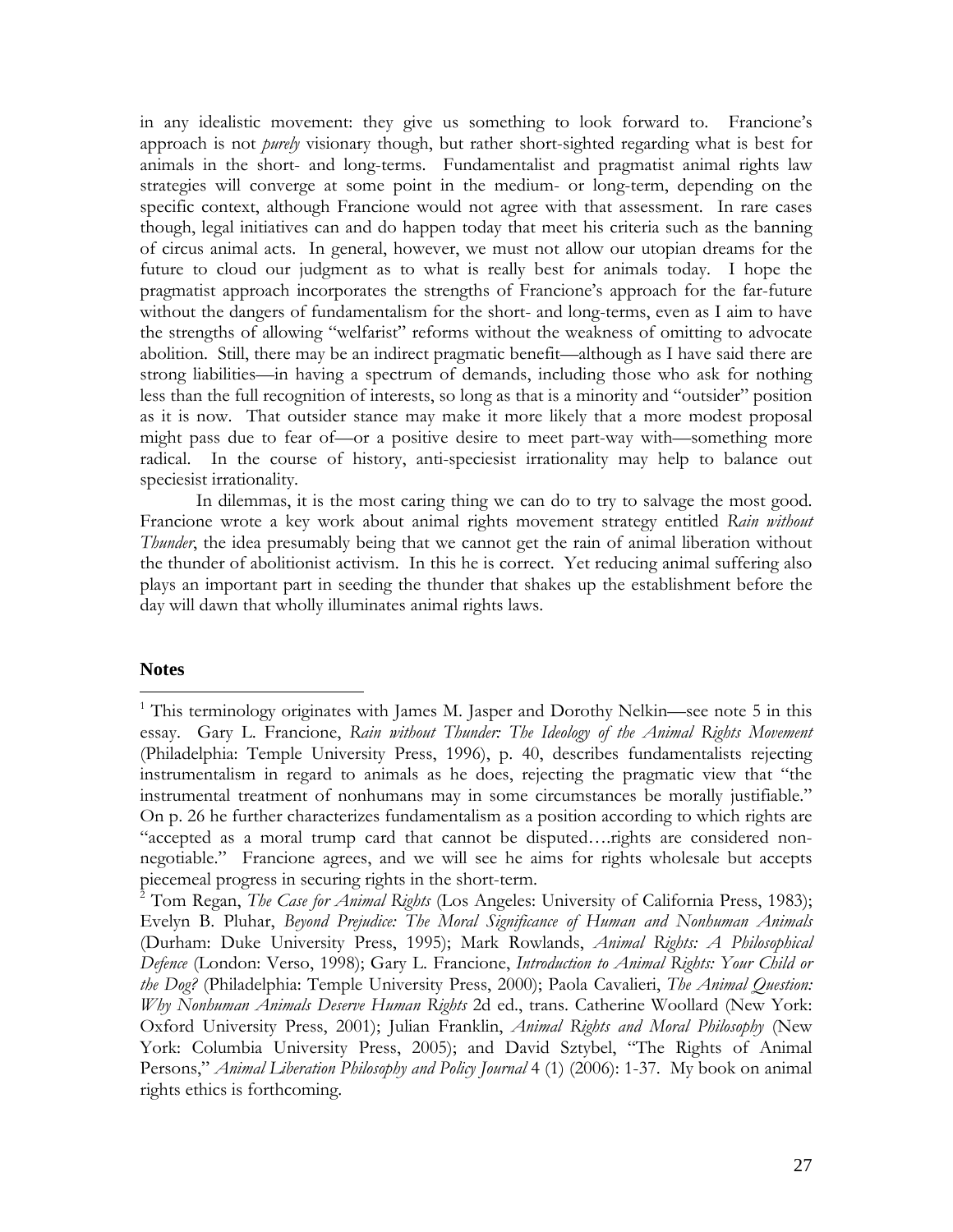in any idealistic movement: they give us something to look forward to. Francione's approach is not *purely* visionary though, but rather short-sighted regarding what is best for animals in the short- and long-terms. Fundamentalist and pragmatist animal rights law strategies will converge at some point in the medium- or long-term, depending on the specific context, although Francione would not agree with that assessment. In rare cases though, legal initiatives can and do happen today that meet his criteria such as the banning of circus animal acts. In general, however, we must not allow our utopian dreams for the future to cloud our judgment as to what is really best for animals today. I hope the pragmatist approach incorporates the strengths of Francione's approach for the far-future without the dangers of fundamentalism for the short- and long-terms, even as I aim to have the strengths of allowing "welfarist" reforms without the weakness of omitting to advocate abolition. Still, there may be an indirect pragmatic benefit—although as I have said there are strong liabilities—in having a spectrum of demands, including those who ask for nothing less than the full recognition of interests, so long as that is a minority and "outsider" position as it is now. That outsider stance may make it more likely that a more modest proposal might pass due to fear of—or a positive desire to meet part-way with—something more radical. In the course of history, anti-speciesist irrationality may help to balance out speciesist irrationality.

In dilemmas, it is the most caring thing we can do to try to salvage the most good. Francione wrote a key work about animal rights movement strategy entitled *Rain without Thunder*, the idea presumably being that we cannot get the rain of animal liberation without the thunder of abolitionist activism. In this he is correct. Yet reducing animal suffering also plays an important part in seeding the thunder that shakes up the establishment before the day will dawn that wholly illuminates animal rights laws.

## Notes

[1] This terminology originates with James M. Jasper and Dorothy Nelkin—see note 5 in this essay. Gary L. Francione, *Rain without Thunder: The Ideology of the Animal Rights Movement* (Philadelphia: Temple University Press, 1996), p. 40, describes fundamentalists rejecting instrumentalism in regard to animals as he does, rejecting the pragmatic view that "the instrumental treatment of nonhumans may in some circumstances be morally justifiable." On p. 26 he further characterizes fundamentalism as a position according to which rights are "accepted as a moral trump card that cannot be disputed….rights are considered non-negotiable." Francione agrees, and we will see he aims for rights wholesale but accepts piecemeal progress in securing rights in the short-term.

[2] Tom Regan, *The Case for Animal Rights* (Los Angeles: University of California Press, 1983); Evelyn B. Pluhar, *Beyond Prejudice: The Moral Significance of Human and Nonhuman Animals* (Durham: Duke University Press, 1995); Mark Rowlands, *Animal Rights: A Philosophical Defence* (London: Verso, 1998); Gary L. Francione, *Introduction to Animal Rights: Your Child or the Dog?* (Philadelphia: Temple University Press, 2000); Paola Cavalieri, *The Animal Question: Why Nonhuman Animals Deserve Human Rights* 2d ed., trans. Catherine Woollard (New York: Oxford University Press, 2001); Julian Franklin, *Animal Rights and Moral Philosophy* (New York: Columbia University Press, 2005); and David Sztybel, "The Rights of Animal Persons," *Animal Liberation Philosophy and Policy Journal* 4 (1) (2006): 1-37. My book on animal rights ethics is forthcoming.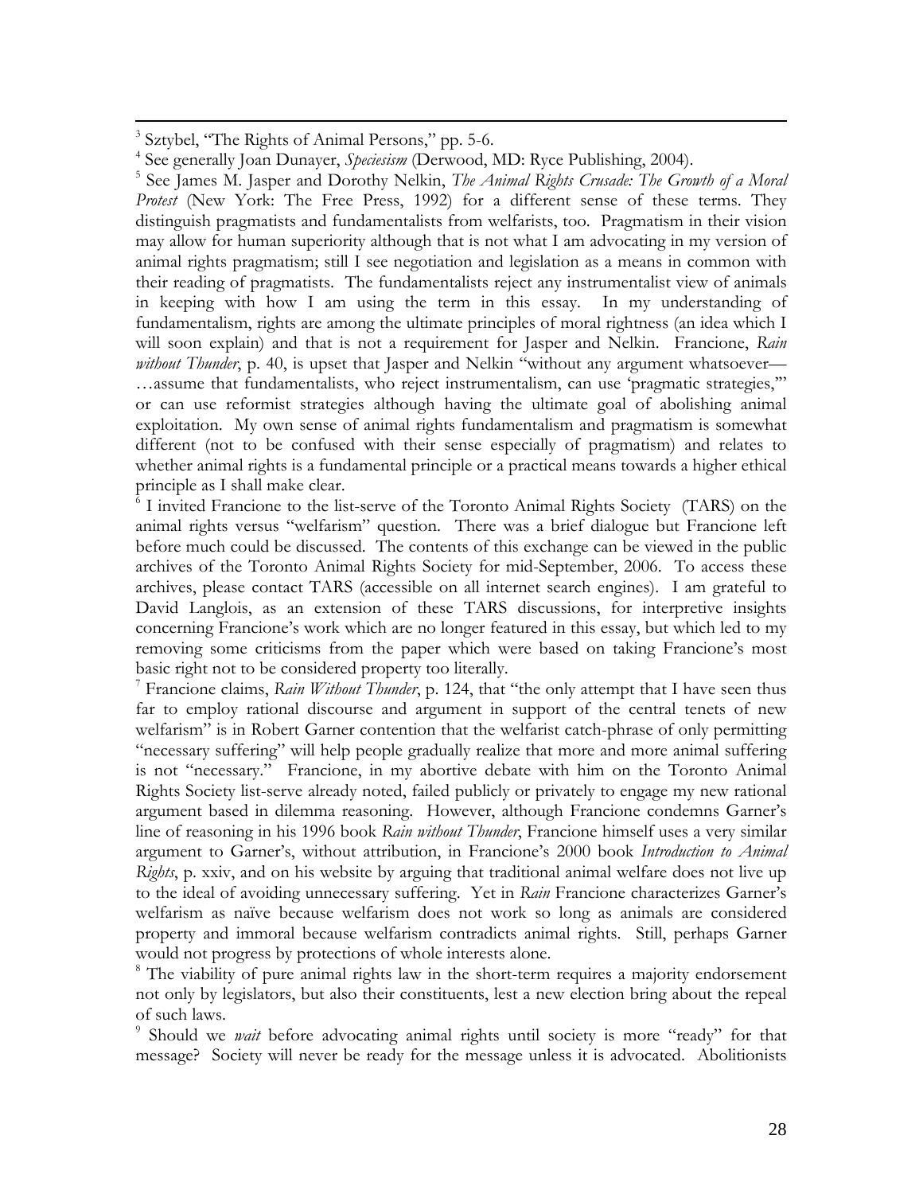[3] Sztybel, "The Rights of Animal Persons," pp. 5-6.

[4] See generally Joan Dunayer, *Speciesism* (Derwood, MD: Ryce Publishing, 2004).

[5] See James M. Jasper and Dorothy Nelkin, *The Animal Rights Crusade: The Growth of a Moral Protest* (New York: The Free Press, 1992) for a different sense of these terms. They distinguish pragmatists and fundamentalists from welfarists, too. Pragmatism in their vision may allow for human superiority although that is not what I am advocating in my version of animal rights pragmatism; still I see negotiation and legislation as a means in common with their reading of pragmatists. The fundamentalists reject any instrumentalist view of animals in keeping with how I am using the term in this essay. In my understanding of fundamentalism, rights are among the ultimate principles of moral rightness (an idea which I will soon explain) and that is not a requirement for Jasper and Nelkin. Francione, *Rain without Thunder*, p. 40, is upset that Jasper and Nelkin "without any argument whatsoever—…assume that fundamentalists, who reject instrumentalism, can use 'pragmatic strategies,'" or can use reformist strategies although having the ultimate goal of abolishing animal exploitation. My own sense of animal rights fundamentalism and pragmatism is somewhat different (not to be confused with their sense especially of pragmatism) and relates to whether animal rights is a fundamental principle or a practical means towards a higher ethical principle as I shall make clear.

[6] I invited Francione to the list-serve of the Toronto Animal Rights Society (TARS) on the animal rights versus "welfarism" question. There was a brief dialogue but Francione left before much could be discussed. The contents of this exchange can be viewed in the public archives of the Toronto Animal Rights Society for mid-September, 2006. To access these archives, please contact TARS (accessible on all internet search engines). I am grateful to David Langlois, as an extension of these TARS discussions, for interpretive insights concerning Francione's work which are no longer featured in this essay, but which led to my removing some criticisms from the paper which were based on taking Francione's most basic right not to be considered property too literally.

[7] Francione claims, *Rain Without Thunder*, p. 124, that "the only attempt that I have seen thus far to employ rational discourse and argument in support of the central tenets of new welfarism" is in Robert Garner contention that the welfarist catch-phrase of only permitting "necessary suffering" will help people gradually realize that more and more animal suffering is not "necessary." Francione, in my abortive debate with him on the Toronto Animal Rights Society list-serve already noted, failed publicly or privately to engage my new rational argument based in dilemma reasoning. However, although Francione condemns Garner's line of reasoning in his 1996 book *Rain without Thunder*, Francione himself uses a very similar argument to Garner's, without attribution, in Francione's 2000 book *Introduction to Animal Rights*, p. xxiv, and on his website by arguing that traditional animal welfare does not live up to the ideal of avoiding unnecessary suffering. Yet in *Rain* Francione characterizes Garner's welfarism as naïve because welfarism does not work so long as animals are considered property and immoral because welfarism contradicts animal rights. Still, perhaps Garner would not progress by protections of whole interests alone.

[8] The viability of pure animal rights law in the short-term requires a majority endorsement not only by legislators, but also their constituents, lest a new election bring about the repeal of such laws.

[9] Should we *wait* before advocating animal rights until society is more "ready" for that message? Society will never be ready for the message unless it is advocated. Abolitionists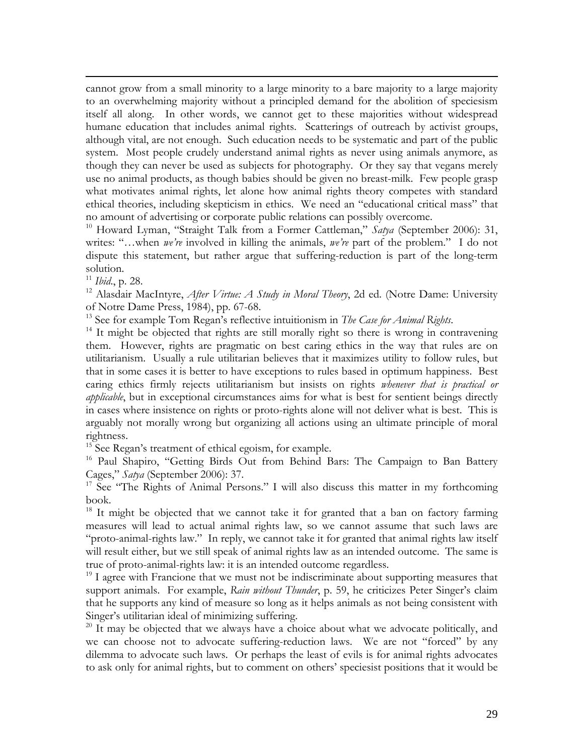cannot grow from a small minority to a large minority to a bare majority to a large majority to an overwhelming majority without a principled demand for the abolition of speciesism itself all along. In other words, we cannot get to these majorities without widespread humane education that includes animal rights. Scatterings of outreach by activist groups, although vital, are not enough. Such education needs to be systematic and part of the public system. Most people crudely understand animal rights as never using animals anymore, as though they can never be used as subjects for photography. Or they say that vegans merely use no animal products, as though babies should be given no breast-milk. Few people grasp what motivates animal rights, let alone how animal rights theory competes with standard ethical theories, including skepticism in ethics. We need an "educational critical mass" that no amount of advertising or corporate public relations can possibly overcome.

[10] Howard Lyman, "Straight Talk from a Former Cattleman," *Satya* (September 2006): 31, writes: "…when *we're* involved in killing the animals, *we're* part of the problem." I do not dispute this statement, but rather argue that suffering-reduction is part of the long-term solution.

[11] *Ibid*., p. 28.

[12] Alasdair MacIntyre, *After Virtue: A Study in Moral Theory*, 2d ed. (Notre Dame: University of Notre Dame Press, 1984), pp. 67-68.

[13] See for example Tom Regan's reflective intuitionism in *The Case for Animal Rights*.

[14] It might be objected that rights are still morally right so there is wrong in contravening them. However, rights are pragmatic on best caring ethics in the way that rules are on utilitarianism. Usually a rule utilitarian believes that it maximizes utility to follow rules, but that in some cases it is better to have exceptions to rules based in optimum happiness. Best caring ethics firmly rejects utilitarianism but insists on rights *whenever that is practical or applicable*, but in exceptional circumstances aims for what is best for sentient beings directly in cases where insistence on rights or proto-rights alone will not deliver what is best. This is arguably not morally wrong but organizing all actions using an ultimate principle of moral rightness.

[15] See Regan's treatment of ethical egoism, for example.

[16] Paul Shapiro, "Getting Birds Out from Behind Bars: The Campaign to Ban Battery Cages," *Satya* (September 2006): 37.

[17] See "The Rights of Animal Persons." I will also discuss this matter in my forthcoming book.

[18] It might be objected that we cannot take it for granted that a ban on factory farming measures will lead to actual animal rights law, so we cannot assume that such laws are "proto-animal-rights law." In reply, we cannot take it for granted that animal rights law itself will result either, but we still speak of animal rights law as an intended outcome. The same is true of proto-animal-rights law: it is an intended outcome regardless.

[19] I agree with Francione that we must not be indiscriminate about supporting measures that support animals. For example, *Rain without Thunder*, p. 59, he criticizes Peter Singer's claim that he supports any kind of measure so long as it helps animals as not being consistent with Singer's utilitarian ideal of minimizing suffering.

[20] It may be objected that we always have a choice about what we advocate politically, and we can choose not to advocate suffering-reduction laws. We are not "forced" by any dilemma to advocate such laws. Or perhaps the least of evils is for animal rights advocates to ask only for animal rights, but to comment on others' speciesist positions that it would be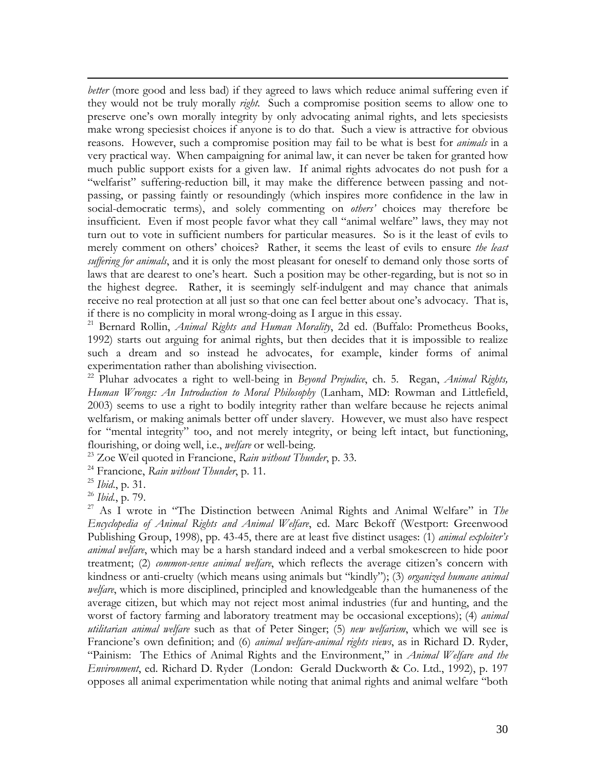*better* (more good and less bad) if they agreed to laws which reduce animal suffering even if they would not be truly morally *right*. Such a compromise position seems to allow one to preserve one's own morally integrity by only advocating animal rights, and lets speciesists make wrong speciesist choices if anyone is to do that. Such a view is attractive for obvious reasons. However, such a compromise position may fail to be what is best for *animals* in a very practical way. When campaigning for animal law, it can never be taken for granted how much public support exists for a given law. If animal rights advocates do not push for a "welfarist" suffering-reduction bill, it may make the difference between passing and not-passing, or passing faintly or resoundingly (which inspires more confidence in the law in social-democratic terms), and solely commenting on *others'* choices may therefore be insufficient. Even if most people favor what they call "animal welfare" laws, they may not turn out to vote in sufficient numbers for particular measures. So is it the least of evils to merely comment on others' choices? Rather, it seems the least of evils to ensure *the least suffering for animals*, and it is only the most pleasant for oneself to demand only those sorts of laws that are dearest to one's heart. Such a position may be other-regarding, but is not so in the highest degree. Rather, it is seemingly self-indulgent and may chance that animals receive no real protection at all just so that one can feel better about one's advocacy. That is, if there is no complicity in moral wrong-doing as I argue in this essay.

[21] Bernard Rollin, *Animal Rights and Human Morality*, 2d ed. (Buffalo: Prometheus Books, 1992) starts out arguing for animal rights, but then decides that it is impossible to realize such a dream and so instead he advocates, for example, kinder forms of animal experimentation rather than abolishing vivisection.

[22] Pluhar advocates a right to well-being in *Beyond Prejudice*, ch. 5. Regan, *Animal Rights, Human Wrongs: An Introduction to Moral Philosophy* (Lanham, MD: Rowman and Littlefield, 2003) seems to use a right to bodily integrity rather than welfare because he rejects animal welfarism, or making animals better off under slavery. However, we must also have respect for "mental integrity" too, and not merely integrity, or being left intact, but functioning, flourishing, or doing well, i.e., *welfare* or well-being.

[23] Zoe Weil quoted in Francione, *Rain without Thunder*, p. 33.

[24] Francione, *Rain without Thunder*, p. 11.

[25] *Ibid.*, p. 31.

[26] *Ibid.*, p. 79.

[27] As I wrote in "The Distinction between Animal Rights and Animal Welfare" in *The Encyclopedia of Animal Rights and Animal Welfare*, ed. Marc Bekoff (Westport: Greenwood Publishing Group, 1998), pp. 43-45, there are at least five distinct usages: (1) *animal exploiter's animal welfare*, which may be a harsh standard indeed and a verbal smokescreen to hide poor treatment; (2) *common-sense animal welfare*, which reflects the average citizen's concern with kindness or anti-cruelty (which means using animals but "kindly"); (3) *organized humane animal welfare*, which is more disciplined, principled and knowledgeable than the humaneness of the average citizen, but which may not reject most animal industries (fur and hunting, and the worst of factory farming and laboratory treatment may be occasional exceptions); (4) *animal utilitarian animal welfare* such as that of Peter Singer; (5) *new welfarism*, which we will see is Francione's own definition; and (6) *animal welfare-animal rights views*, as in Richard D. Ryder, "Painism: The Ethics of Animal Rights and the Environment," in *Animal Welfare and the Environment*, ed. Richard D. Ryder (London: Gerald Duckworth & Co. Ltd., 1992), p. 197 opposes all animal experimentation while noting that animal rights and animal welfare "both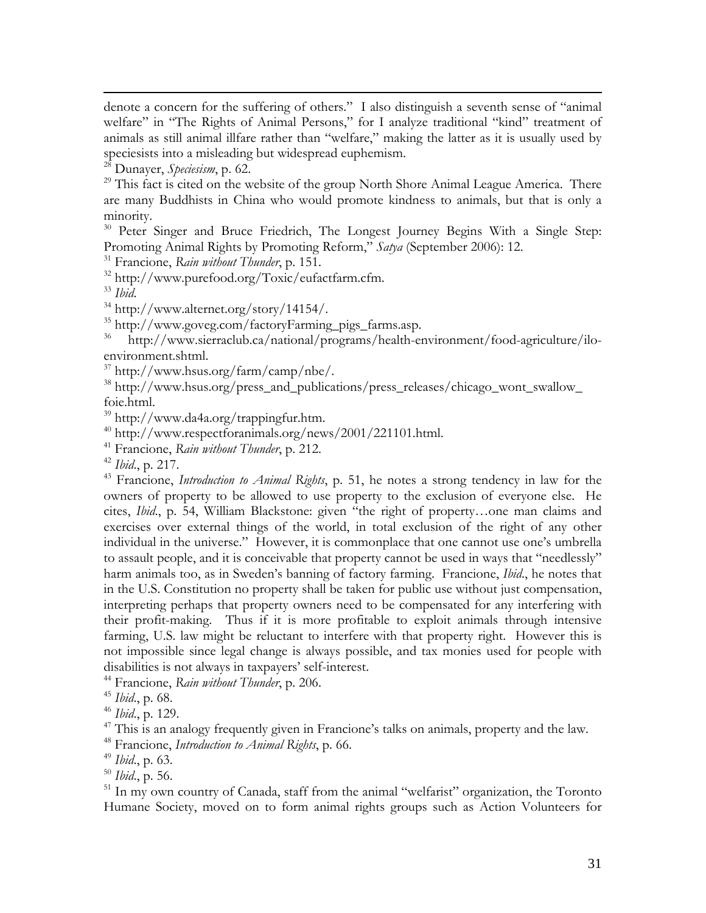denote a concern for the suffering of others." I also distinguish a seventh sense of "animal welfare" in "The Rights of Animal Persons," for I analyze traditional "kind" treatment of animals as still animal illfare rather than "welfare," making the latter as it is usually used by speciesists into a misleading but widespread euphemism.

[28] Dunayer, *Speciesism*, p. 62.

[29] This fact is cited on the website of the group North Shore Animal League America. There are many Buddhists in China who would promote kindness to animals, but that is only a minority.

[30] Peter Singer and Bruce Friedrich, The Longest Journey Begins With a Single Step: Promoting Animal Rights by Promoting Reform," *Satya* (September 2006): 12.

[31] Francione, *Rain without Thunder*, p. 151.

[32] http://www.purefood.org/Toxic/eufactfarm.cfm.

[33] *Ibid*.

[34] http://www.alternet.org/story/14154/.

[35] http://www.goveg.com/factoryFarming_pigs_farms.asp.

[36] http://www.sierraclub.ca/national/programs/health-environment/food-agriculture/ilo-environment.shtml.

[37] http://www.hsus.org/farm/camp/nbe/.

[38] http://www.hsus.org/press_and_publications/press_releases/chicago_wont_swallow_foie.html.

[39] http://www.da4a.org/trappingfur.htm.

[40] http://www.respectforanimals.org/news/2001/221101.html.

[41] Francione, *Rain without Thunder*, p. 212.

[42] *Ibid*., p. 217.

[43] Francione, *Introduction to Animal Rights*, p. 51, he notes a strong tendency in law for the owners of property to be allowed to use property to the exclusion of everyone else. He cites, *Ibid*., p. 54, William Blackstone: given "the right of property…one man claims and exercises over external things of the world, in total exclusion of the right of any other individual in the universe." However, it is commonplace that one cannot use one's umbrella to assault people, and it is conceivable that property cannot be used in ways that "needlessly" harm animals too, as in Sweden's banning of factory farming. Francione, *Ibid*., he notes that in the U.S. Constitution no property shall be taken for public use without just compensation, interpreting perhaps that property owners need to be compensated for any interfering with their profit-making. Thus if it is more profitable to exploit animals through intensive farming, U.S. law might be reluctant to interfere with that property right. However this is not impossible since legal change is always possible, and tax monies used for people with disabilities is not always in taxpayers' self-interest.

[44] Francione, *Rain without Thunder*, p. 206.

[45] *Ibid*., p. 68.

[46] *Ibid*., p. 129.

[47] This is an analogy frequently given in Francione's talks on animals, property and the law.

[48] Francione, *Introduction to Animal Rights*, p. 66.

[49] *Ibid*., p. 63.

[50] *Ibid*., p. 56.

[51] In my own country of Canada, staff from the animal "welfarist" organization, the Toronto Humane Society, moved on to form animal rights groups such as Action Volunteers for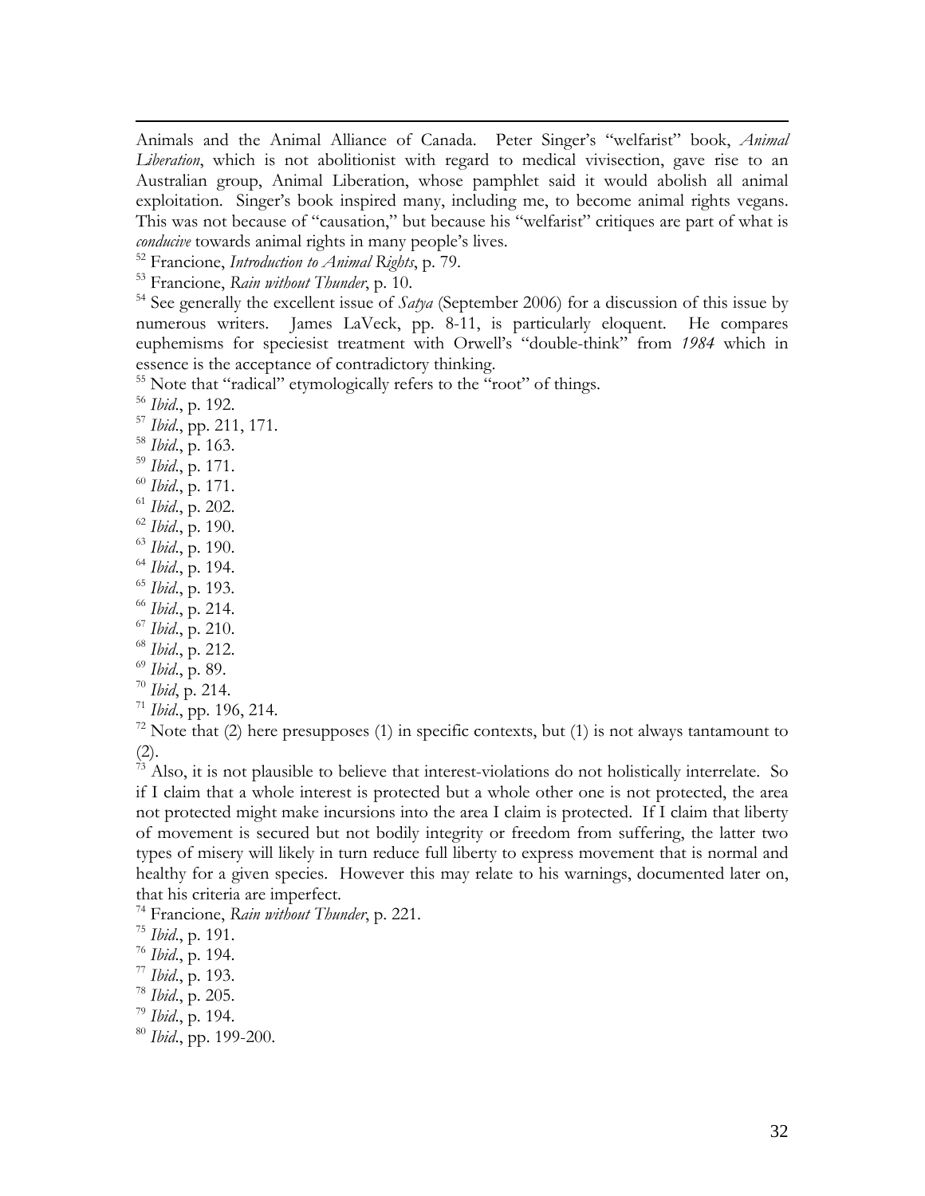Animals and the Animal Alliance of Canada. Peter Singer's "welfarist" book, *Animal Liberation*, which is not abolitionist with regard to medical vivisection, gave rise to an Australian group, Animal Liberation, whose pamphlet said it would abolish all animal exploitation. Singer's book inspired many, including me, to become animal rights vegans. This was not because of "causation," but because his "welfarist" critiques are part of what is *conducive* towards animal rights in many people's lives.

[52] Francione, *Introduction to Animal Rights*, p. 79.

[53] Francione, *Rain without Thunder*, p. 10.

[54] See generally the excellent issue of *Satya* (September 2006) for a discussion of this issue by numerous writers. James LaVeck, pp. 8-11, is particularly eloquent. He compares euphemisms for speciesist treatment with Orwell's "double-think" from *1984* which in essence is the acceptance of contradictory thinking.

[55] Note that "radical" etymologically refers to the "root" of things.

[56] *Ibid*., p. 192.

[57] *Ibid*., pp. 211, 171.

[58] *Ibid*., p. 163.

[59] *Ibid*., p. 171.

[60] *Ibid*., p. 171.

[61] *Ibid*., p. 202.

[62] *Ibid*., p. 190.

[63] *Ibid*., p. 190.

[64] *Ibid*., p. 194.

[65] *Ibid*., p. 193.

[66] *Ibid*., p. 214.

[67] *Ibid*., p. 210.

[68] *Ibid*., p. 212.

[69] *Ibid*., p. 89.

[70] *Ibid*, p. 214.

[71] *Ibid*., pp. 196, 214.

[72] Note that (2) here presupposes (1) in specific contexts, but (1) is not always tantamount to (2).

[73] Also, it is not plausible to believe that interest-violations do not holistically interrelate. So if I claim that a whole interest is protected but a whole other one is not protected, the area not protected might make incursions into the area I claim is protected. If I claim that liberty of movement is secured but not bodily integrity or freedom from suffering, the latter two types of misery will likely in turn reduce full liberty to express movement that is normal and healthy for a given species. However this may relate to his warnings, documented later on, that his criteria are imperfect.

[74] Francione, *Rain without Thunder*, p. 221.

[75] *Ibid*., p. 191.

[76] *Ibid*., p. 194.

[77] *Ibid*., p. 193.

[78] *Ibid*., p. 205.

[79] *Ibid*., p. 194.

[80] *Ibid*., pp. 199-200.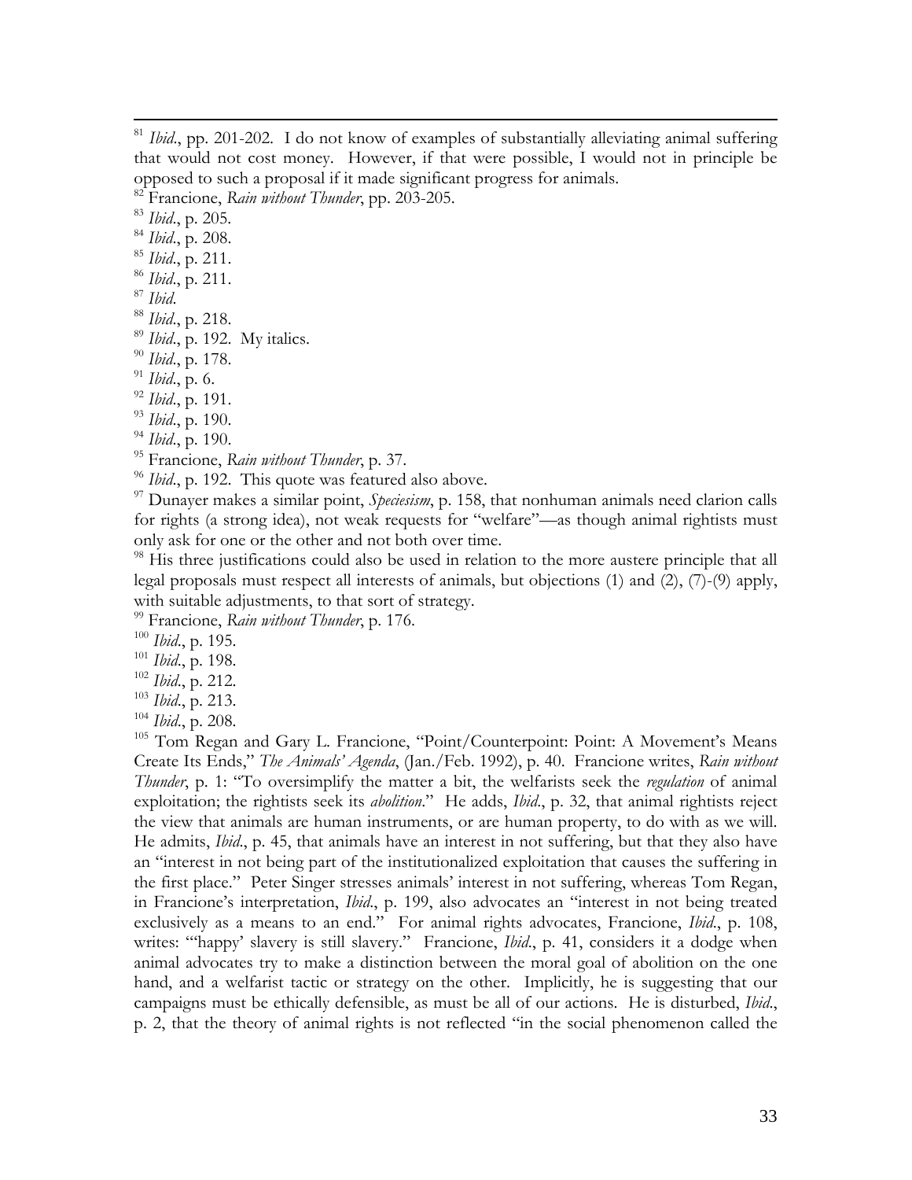[81] *Ibid*., pp. 201-202. I do not know of examples of substantially alleviating animal suffering that would not cost money. However, if that were possible, I would not in principle be opposed to such a proposal if it made significant progress for animals.

[82] Francione, *Rain without Thunder*, pp. 203-205.

[83] *Ibid*., p. 205.

[84] *Ibid*., p. 208.

[85] *Ibid*., p. 211.

[86] *Ibid*., p. 211.

[87] *Ibid*.

[88] *Ibid*., p. 218.

[89] *Ibid*., p. 192. My italics.

[90] *Ibid*., p. 178.

[91] *Ibid*., p. 6.

[92] *Ibid*., p. 191.

[93] *Ibid*., p. 190.

[94] *Ibid*., p. 190.

[95] Francione, *Rain without Thunder*, p. 37.

[96] *Ibid*., p. 192. This quote was featured also above.

[97] Dunayer makes a similar point, *Speciesism*, p. 158, that nonhuman animals need clarion calls for rights (a strong idea), not weak requests for "welfare"—as though animal rightists must only ask for one or the other and not both over time.

[98] His three justifications could also be used in relation to the more austere principle that all legal proposals must respect all interests of animals, but objections (1) and (2), (7)-(9) apply, with suitable adjustments, to that sort of strategy.

[99] Francione, *Rain without Thunder*, p. 176.

[100] *Ibid*., p. 195.

[101] *Ibid*., p. 198.

[102] *Ibid*., p. 212.

[103] *Ibid*., p. 213.

[104] *Ibid*., p. 208.

[105] Tom Regan and Gary L. Francione, "Point/Counterpoint: Point: A Movement's Means Create Its Ends," *The Animals' Agenda*, (Jan./Feb. 1992), p. 40. Francione writes, *Rain without Thunder*, p. 1: "To oversimplify the matter a bit, the welfarists seek the *regulation* of animal exploitation; the rightists seek its *abolition*." He adds, *Ibid*., p. 32, that animal rightists reject the view that animals are human instruments, or are human property, to do with as we will. He admits, *Ibid*., p. 45, that animals have an interest in not suffering, but that they also have an "interest in not being part of the institutionalized exploitation that causes the suffering in the first place." Peter Singer stresses animals' interest in not suffering, whereas Tom Regan, in Francione's interpretation, *Ibid*., p. 199, also advocates an "interest in not being treated exclusively as a means to an end." For animal rights advocates, Francione, *Ibid*., p. 108, writes: "'happy' slavery is still slavery." Francione, *Ibid*., p. 41, considers it a dodge when animal advocates try to make a distinction between the moral goal of abolition on the one hand, and a welfarist tactic or strategy on the other. Implicitly, he is suggesting that our campaigns must be ethically defensible, as must be all of our actions. He is disturbed, *Ibid*., p. 2, that the theory of animal rights is not reflected "in the social phenomenon called the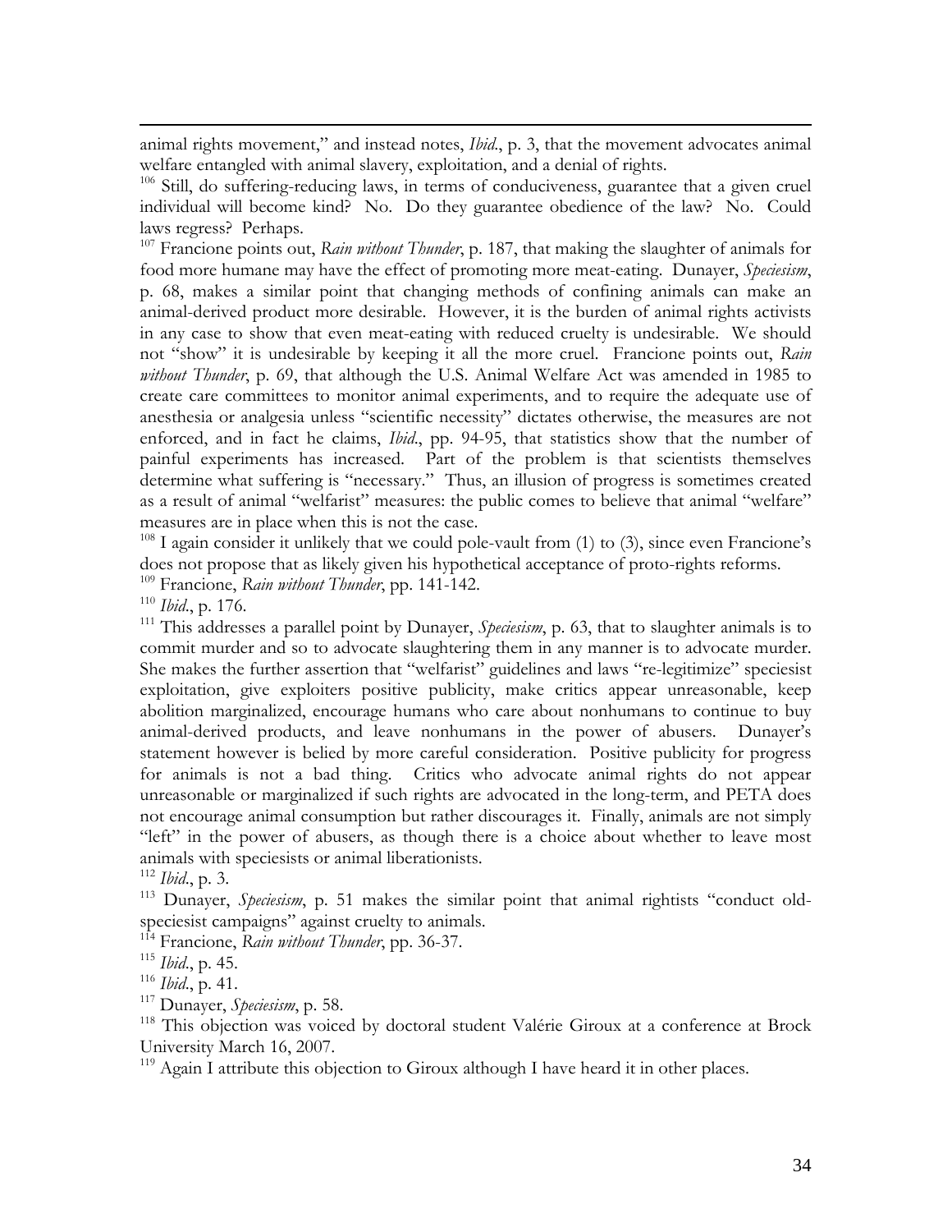animal rights movement," and instead notes, *Ibid*., p. 3, that the movement advocates animal welfare entangled with animal slavery, exploitation, and a denial of rights.

[106] Still, do suffering-reducing laws, in terms of conduciveness, guarantee that a given cruel individual will become kind? No. Do they guarantee obedience of the law? No. Could laws regress? Perhaps.

[107] Francione points out, *Rain without Thunder*, p. 187, that making the slaughter of animals for food more humane may have the effect of promoting more meat-eating. Dunayer, *Speciesism*, p. 68, makes a similar point that changing methods of confining animals can make an animal-derived product more desirable. However, it is the burden of animal rights activists in any case to show that even meat-eating with reduced cruelty is undesirable. We should not "show" it is undesirable by keeping it all the more cruel. Francione points out, *Rain without Thunder*, p. 69, that although the U.S. Animal Welfare Act was amended in 1985 to create care committees to monitor animal experiments, and to require the adequate use of anesthesia or analgesia unless "scientific necessity" dictates otherwise, the measures are not enforced, and in fact he claims, *Ibid*., pp. 94-95, that statistics show that the number of painful experiments has increased. Part of the problem is that scientists themselves determine what suffering is "necessary." Thus, an illusion of progress is sometimes created as a result of animal "welfarist" measures: the public comes to believe that animal "welfare" measures are in place when this is not the case.

[108] I again consider it unlikely that we could pole-vault from (1) to (3), since even Francione's does not propose that as likely given his hypothetical acceptance of proto-rights reforms.

[109] Francione, *Rain without Thunder*, pp. 141-142.

[110] *Ibid*., p. 176.

[111] This addresses a parallel point by Dunayer, *Speciesism*, p. 63, that to slaughter animals is to commit murder and so to advocate slaughtering them in any manner is to advocate murder. She makes the further assertion that "welfarist" guidelines and laws "re-legitimize" speciesist exploitation, give exploiters positive publicity, make critics appear unreasonable, keep abolition marginalized, encourage humans who care about nonhumans to continue to buy animal-derived products, and leave nonhumans in the power of abusers. Dunayer's statement however is belied by more careful consideration. Positive publicity for progress for animals is not a bad thing. Critics who advocate animal rights do not appear unreasonable or marginalized if such rights are advocated in the long-term, and PETA does not encourage animal consumption but rather discourages it. Finally, animals are not simply "left" in the power of abusers, as though there is a choice about whether to leave most animals with speciesists or animal liberationists.

[112] *Ibid*., p. 3.

[113] Dunayer, *Speciesism*, p. 51 makes the similar point that animal rightists "conduct old-speciesist campaigns" against cruelty to animals.

[114] Francione, *Rain without Thunder*, pp. 36-37.

[115] *Ibid*., p. 45.

[116] *Ibid*., p. 41.

[117] Dunayer, *Speciesism*, p. 58.

[118] This objection was voiced by doctoral student Valérie Giroux at a conference at Brock University March 16, 2007.

[119] Again I attribute this objection to Giroux although I have heard it in other places.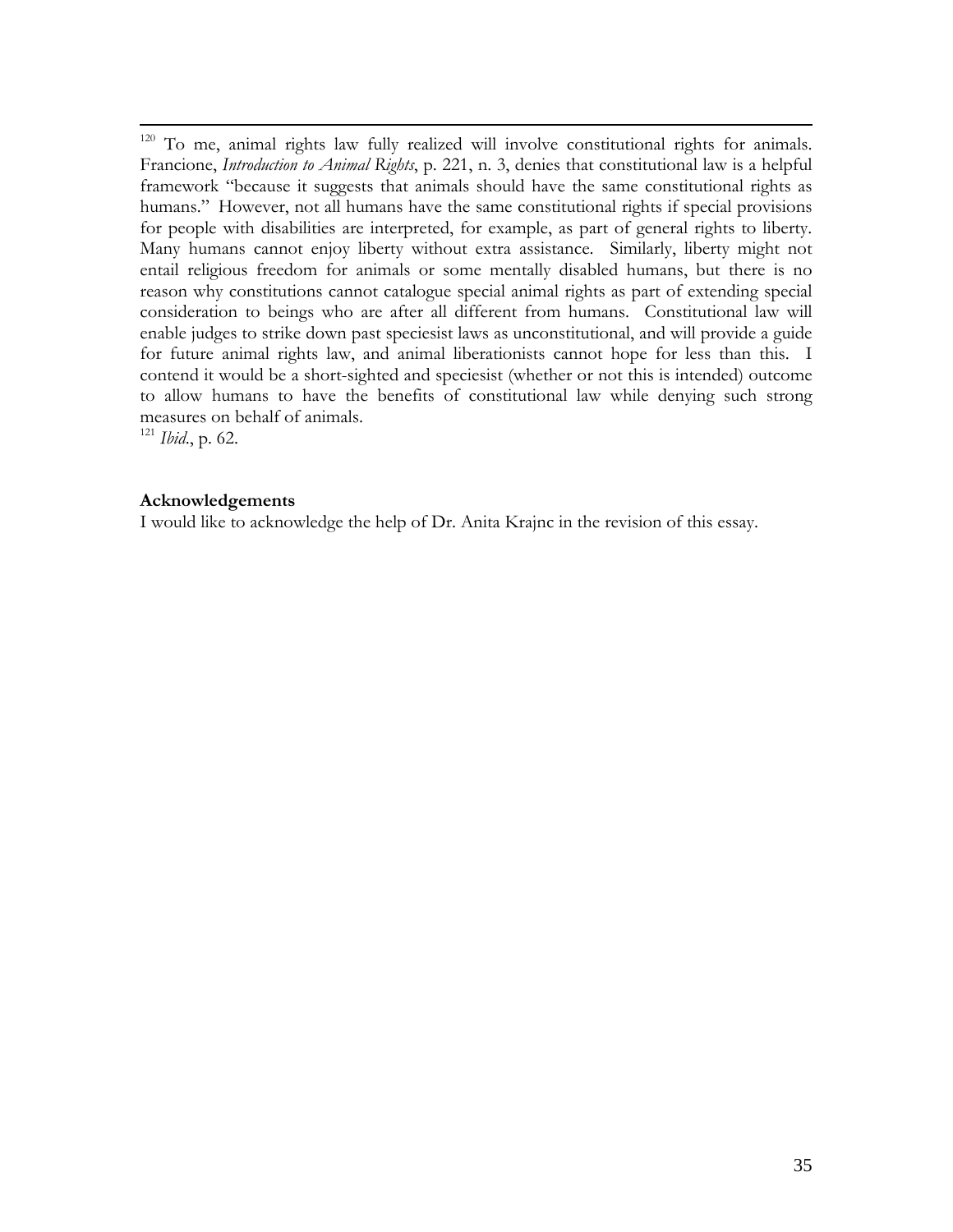[120] To me, animal rights law fully realized will involve constitutional rights for animals. Francione, *Introduction to Animal Rights*, p. 221, n. 3, denies that constitutional law is a helpful framework "because it suggests that animals should have the same constitutional rights as humans." However, not all humans have the same constitutional rights if special provisions for people with disabilities are interpreted, for example, as part of general rights to liberty. Many humans cannot enjoy liberty without extra assistance. Similarly, liberty might not entail religious freedom for animals or some mentally disabled humans, but there is no reason why constitutions cannot catalogue special animal rights as part of extending special consideration to beings who are after all different from humans. Constitutional law will enable judges to strike down past speciesist laws as unconstitutional, and will provide a guide for future animal rights law, and animal liberationists cannot hope for less than this. I contend it would be a short-sighted and speciesist (whether or not this is intended) outcome to allow humans to have the benefits of constitutional law while denying such strong measures on behalf of animals.

[121] *Ibid*., p. 62.

**Acknowledgements**

I would like to acknowledge the help of Dr. Anita Krajnc in the revision of this essay.